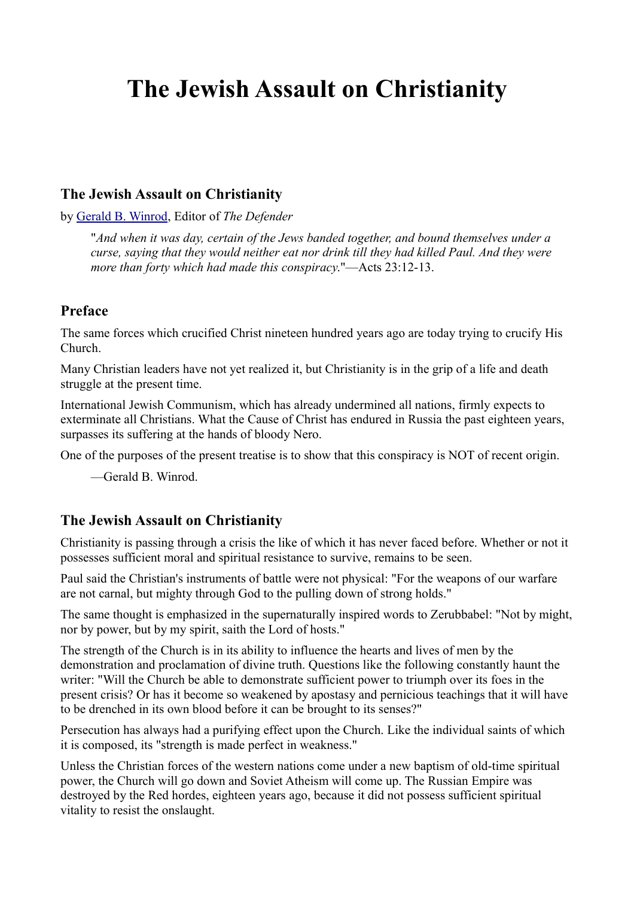# The Jewish Assault on Christianity

## The Jewish Assault on Christianity

by [Gerald B. Winrod](), Editor of *The Defender*

> "*And when it was day, certain of the Jews banded together, and bound themselves under a curse, saying that they would neither eat nor drink till they had killed Paul. And they were more than forty which had made this conspiracy.*"—Acts 23:12-13.

## Preface

The same forces which crucified Christ nineteen hundred years ago are today trying to crucify His Church.

Many Christian leaders have not yet realized it, but Christianity is in the grip of a life and death struggle at the present time.

International Jewish Communism, which has already undermined all nations, firmly expects to exterminate all Christians. What the Cause of Christ has endured in Russia the past eighteen years, surpasses its suffering at the hands of bloody Nero.

One of the purposes of the present treatise is to show that this conspiracy is NOT of recent origin.

—Gerald B. Winrod.

## The Jewish Assault on Christianity

Christianity is passing through a crisis the like of which it has never faced before. Whether or not it possesses sufficient moral and spiritual resistance to survive, remains to be seen.

Paul said the Christian's instruments of battle were not physical: "For the weapons of our warfare are not carnal, but mighty through God to the pulling down of strong holds."

The same thought is emphasized in the supernaturally inspired words to Zerubbabel: "Not by might, nor by power, but by my spirit, saith the Lord of hosts."

The strength of the Church is in its ability to influence the hearts and lives of men by the demonstration and proclamation of divine truth. Questions like the following constantly haunt the writer: "Will the Church be able to demonstrate sufficient power to triumph over its foes in the present crisis? Or has it become so weakened by apostasy and pernicious teachings that it will have to be drenched in its own blood before it can be brought to its senses?"

Persecution has always had a purifying effect upon the Church. Like the individual saints of which it is composed, its "strength is made perfect in weakness."

Unless the Christian forces of the western nations come under a new baptism of old-time spiritual power, the Church will go down and Soviet Atheism will come up. The Russian Empire was destroyed by the Red hordes, eighteen years ago, because it did not possess sufficient spiritual vitality to resist the onslaught.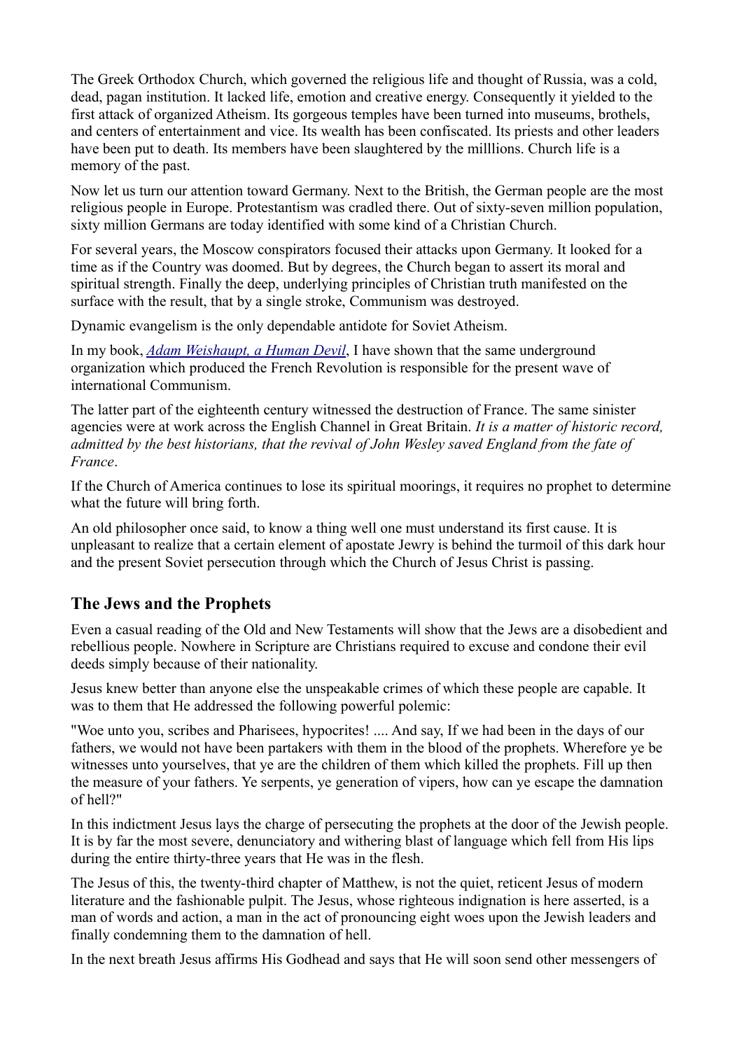The Greek Orthodox Church, which governed the religious life and thought of Russia, was a cold, dead, pagan institution. It lacked life, emotion and creative energy. Consequently it yielded to the first attack of organized Atheism. Its gorgeous temples have been turned into museums, brothels, and centers of entertainment and vice. Its wealth has been confiscated. Its priests and other leaders have been put to death. Its members have been slaughtered by the milllions. Church life is a memory of the past.

Now let us turn our attention toward Germany. Next to the British, the German people are the most religious people in Europe. Protestantism was cradled there. Out of sixty-seven million population, sixty million Germans are today identified with some kind of a Christian Church.

For several years, the Moscow conspirators focused their attacks upon Germany. It looked for a time as if the Country was doomed. But by degrees, the Church began to assert its moral and spiritual strength. Finally the deep, underlying principles of Christian truth manifested on the surface with the result, that by a single stroke, Communism was destroyed.

Dynamic evangelism is the only dependable antidote for Soviet Atheism.

In my book, *Adam Weishaupt, a Human Devil*, I have shown that the same underground organization which produced the French Revolution is responsible for the present wave of international Communism.

The latter part of the eighteenth century witnessed the destruction of France. The same sinister agencies were at work across the English Channel in Great Britain. *It is a matter of historic record, admitted by the best historians, that the revival of John Wesley saved England from the fate of France*.

If the Church of America continues to lose its spiritual moorings, it requires no prophet to determine what the future will bring forth.

An old philosopher once said, to know a thing well one must understand its first cause. It is unpleasant to realize that a certain element of apostate Jewry is behind the turmoil of this dark hour and the present Soviet persecution through which the Church of Jesus Christ is passing.

## The Jews and the Prophets

Even a casual reading of the Old and New Testaments will show that the Jews are a disobedient and rebellious people. Nowhere in Scripture are Christians required to excuse and condone their evil deeds simply because of their nationality.

Jesus knew better than anyone else the unspeakable crimes of which these people are capable. It was to them that He addressed the following powerful polemic:

"Woe unto you, scribes and Pharisees, hypocrites! .... And say, If we had been in the days of our fathers, we would not have been partakers with them in the blood of the prophets. Wherefore ye be witnesses unto yourselves, that ye are the children of them which killed the prophets. Fill up then the measure of your fathers. Ye serpents, ye generation of vipers, how can ye escape the damnation of hell?"

In this indictment Jesus lays the charge of persecuting the prophets at the door of the Jewish people. It is by far the most severe, denunciatory and withering blast of language which fell from His lips during the entire thirty-three years that He was in the flesh.

The Jesus of this, the twenty-third chapter of Matthew, is not the quiet, reticent Jesus of modern literature and the fashionable pulpit. The Jesus, whose righteous indignation is here asserted, is a man of words and action, a man in the act of pronouncing eight woes upon the Jewish leaders and finally condemning them to the damnation of hell.

In the next breath Jesus affirms His Godhead and says that He will soon send other messengers of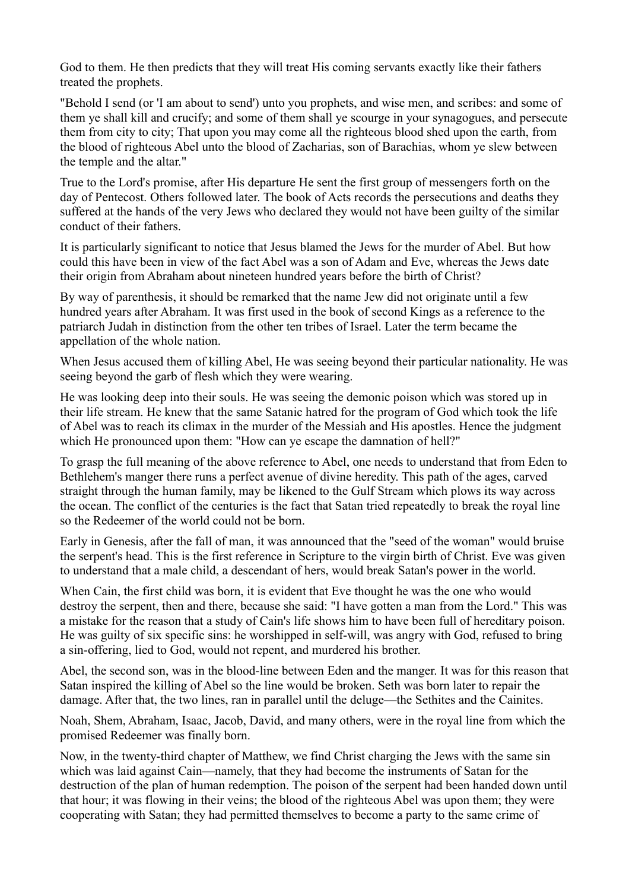God to them. He then predicts that they will treat His coming servants exactly like their fathers treated the prophets.

"Behold I send (or 'I am about to send') unto you prophets, and wise men, and scribes: and some of them ye shall kill and crucify; and some of them shall ye scourge in your synagogues, and persecute them from city to city; That upon you may come all the righteous blood shed upon the earth, from the blood of righteous Abel unto the blood of Zacharias, son of Barachias, whom ye slew between the temple and the altar."

True to the Lord's promise, after His departure He sent the first group of messengers forth on the day of Pentecost. Others followed later. The book of Acts records the persecutions and deaths they suffered at the hands of the very Jews who declared they would not have been guilty of the similar conduct of their fathers.

It is particularly significant to notice that Jesus blamed the Jews for the murder of Abel. But how could this have been in view of the fact Abel was a son of Adam and Eve, whereas the Jews date their origin from Abraham about nineteen hundred years before the birth of Christ?

By way of parenthesis, it should be remarked that the name Jew did not originate until a few hundred years after Abraham. It was first used in the book of second Kings as a reference to the patriarch Judah in distinction from the other ten tribes of Israel. Later the term became the appellation of the whole nation.

When Jesus accused them of killing Abel, He was seeing beyond their particular nationality. He was seeing beyond the garb of flesh which they were wearing.

He was looking deep into their souls. He was seeing the demonic poison which was stored up in their life stream. He knew that the same Satanic hatred for the program of God which took the life of Abel was to reach its climax in the murder of the Messiah and His apostles. Hence the judgment which He pronounced upon them: "How can ye escape the damnation of hell?"

To grasp the full meaning of the above reference to Abel, one needs to understand that from Eden to Bethlehem's manger there runs a perfect avenue of divine heredity. This path of the ages, carved straight through the human family, may be likened to the Gulf Stream which plows its way across the ocean. The conflict of the centuries is the fact that Satan tried repeatedly to break the royal line so the Redeemer of the world could not be born.

Early in Genesis, after the fall of man, it was announced that the "seed of the woman" would bruise the serpent's head. This is the first reference in Scripture to the virgin birth of Christ. Eve was given to understand that a male child, a descendant of hers, would break Satan's power in the world.

When Cain, the first child was born, it is evident that Eve thought he was the one who would destroy the serpent, then and there, because she said: "I have gotten a man from the Lord." This was a mistake for the reason that a study of Cain's life shows him to have been full of hereditary poison. He was guilty of six specific sins: he worshipped in self-will, was angry with God, refused to bring a sin-offering, lied to God, would not repent, and murdered his brother.

Abel, the second son, was in the blood-line between Eden and the manger. It was for this reason that Satan inspired the killing of Abel so the line would be broken. Seth was born later to repair the damage. After that, the two lines, ran in parallel until the deluge—the Sethites and the Cainites.

Noah, Shem, Abraham, Isaac, Jacob, David, and many others, were in the royal line from which the promised Redeemer was finally born.

Now, in the twenty-third chapter of Matthew, we find Christ charging the Jews with the same sin which was laid against Cain—namely, that they had become the instruments of Satan for the destruction of the plan of human redemption. The poison of the serpent had been handed down until that hour; it was flowing in their veins; the blood of the righteous Abel was upon them; they were cooperating with Satan; they had permitted themselves to become a party to the same crime of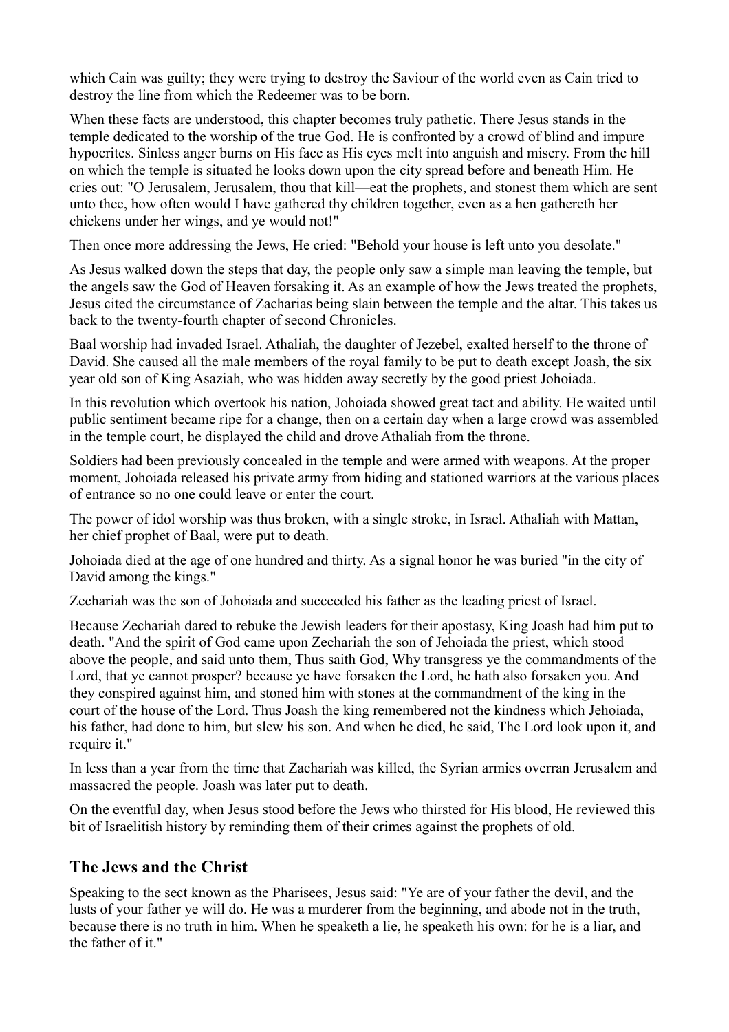which Cain was guilty; they were trying to destroy the Saviour of the world even as Cain tried to destroy the line from which the Redeemer was to be born.

When these facts are understood, this chapter becomes truly pathetic. There Jesus stands in the temple dedicated to the worship of the true God. He is confronted by a crowd of blind and impure hypocrites. Sinless anger burns on His face as His eyes melt into anguish and misery. From the hill on which the temple is situated he looks down upon the city spread before and beneath Him. He cries out: "O Jerusalem, Jerusalem, thou that kill—eat the prophets, and stonest them which are sent unto thee, how often would I have gathered thy children together, even as a hen gathereth her chickens under her wings, and ye would not!"

Then once more addressing the Jews, He cried: "Behold your house is left unto you desolate."

As Jesus walked down the steps that day, the people only saw a simple man leaving the temple, but the angels saw the God of Heaven forsaking it. As an example of how the Jews treated the prophets, Jesus cited the circumstance of Zacharias being slain between the temple and the altar. This takes us back to the twenty-fourth chapter of second Chronicles.

Baal worship had invaded Israel. Athaliah, the daughter of Jezebel, exalted herself to the throne of David. She caused all the male members of the royal family to be put to death except Joash, the six year old son of King Asaziah, who was hidden away secretly by the good priest Johoiada.

In this revolution which overtook his nation, Johoiada showed great tact and ability. He waited until public sentiment became ripe for a change, then on a certain day when a large crowd was assembled in the temple court, he displayed the child and drove Athaliah from the throne.

Soldiers had been previously concealed in the temple and were armed with weapons. At the proper moment, Johoiada released his private army from hiding and stationed warriors at the various places of entrance so no one could leave or enter the court.

The power of idol worship was thus broken, with a single stroke, in Israel. Athaliah with Mattan, her chief prophet of Baal, were put to death.

Johoiada died at the age of one hundred and thirty. As a signal honor he was buried "in the city of David among the kings."

Zechariah was the son of Johoiada and succeeded his father as the leading priest of Israel.

Because Zechariah dared to rebuke the Jewish leaders for their apostasy, King Joash had him put to death. "And the spirit of God came upon Zechariah the son of Jehoiada the priest, which stood above the people, and said unto them, Thus saith God, Why transgress ye the commandments of the Lord, that ye cannot prosper? because ye have forsaken the Lord, he hath also forsaken you. And they conspired against him, and stoned him with stones at the commandment of the king in the court of the house of the Lord. Thus Joash the king remembered not the kindness which Jehoiada, his father, had done to him, but slew his son. And when he died, he said, The Lord look upon it, and require it."

In less than a year from the time that Zachariah was killed, the Syrian armies overran Jerusalem and massacred the people. Joash was later put to death.

On the eventful day, when Jesus stood before the Jews who thirsted for His blood, He reviewed this bit of Israelitish history by reminding them of their crimes against the prophets of old.

## The Jews and the Christ

Speaking to the sect known as the Pharisees, Jesus said: "Ye are of your father the devil, and the lusts of your father ye will do. He was a murderer from the beginning, and abode not in the truth, because there is no truth in him. When he speaketh a lie, he speaketh his own: for he is a liar, and the father of it."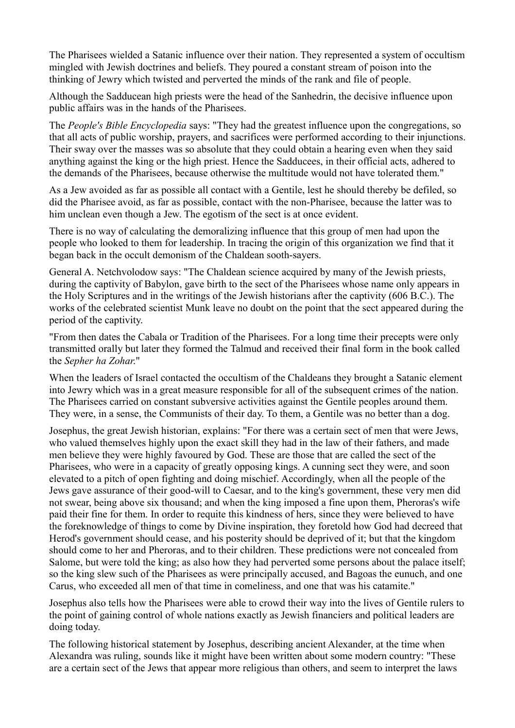The Pharisees wielded a Satanic influence over their nation. They represented a system of occultism mingled with Jewish doctrines and beliefs. They poured a constant stream of poison into the thinking of Jewry which twisted and perverted the minds of the rank and file of people.

Although the Sadducean high priests were the head of the Sanhedrin, the decisive influence upon public affairs was in the hands of the Pharisees.

The *People's Bible Encyclopedia* says: "They had the greatest influence upon the congregations, so that all acts of public worship, prayers, and sacrifices were performed according to their injunctions. Their sway over the masses was so absolute that they could obtain a hearing even when they said anything against the king or the high priest. Hence the Sadducees, in their official acts, adhered to the demands of the Pharisees, because otherwise the multitude would not have tolerated them."

As a Jew avoided as far as possible all contact with a Gentile, lest he should thereby be defiled, so did the Pharisee avoid, as far as possible, contact with the non-Pharisee, because the latter was to him unclean even though a Jew. The egotism of the sect is at once evident.

There is no way of calculating the demoralizing influence that this group of men had upon the people who looked to them for leadership. In tracing the origin of this organization we find that it began back in the occult demonism of the Chaldean sooth-sayers.

General A. Netchvolodow says: "The Chaldean science acquired by many of the Jewish priests, during the captivity of Babylon, gave birth to the sect of the Pharisees whose name only appears in the Holy Scriptures and in the writings of the Jewish historians after the captivity (606 B.C.). The works of the celebrated scientist Munk leave no doubt on the point that the sect appeared during the period of the captivity.

"From then dates the Cabala or Tradition of the Pharisees. For a long time their precepts were only transmitted orally but later they formed the Talmud and received their final form in the book called the *Sepher ha Zohar*."

When the leaders of Israel contacted the occultism of the Chaldeans they brought a Satanic element into Jewry which was in a great measure responsible for all of the subsequent crimes of the nation. The Pharisees carried on constant subversive activities against the Gentile peoples around them. They were, in a sense, the Communists of their day. To them, a Gentile was no better than a dog.

Josephus, the great Jewish historian, explains: "For there was a certain sect of men that were Jews, who valued themselves highly upon the exact skill they had in the law of their fathers, and made men believe they were highly favoured by God. These are those that are called the sect of the Pharisees, who were in a capacity of greatly opposing kings. A cunning sect they were, and soon elevated to a pitch of open fighting and doing mischief. Accordingly, when all the people of the Jews gave assurance of their good-will to Caesar, and to the king's government, these very men did not swear, being above six thousand; and when the king imposed a fine upon them, Pheroras's wife paid their fine for them. In order to requite this kindness of hers, since they were believed to have the foreknowledge of things to come by Divine inspiration, they foretold how God had decreed that Herod's government should cease, and his posterity should be deprived of it; but that the kingdom should come to her and Pheroras, and to their children. These predictions were not concealed from Salome, but were told the king; as also how they had perverted some persons about the palace itself; so the king slew such of the Pharisees as were principally accused, and Bagoas the eunuch, and one Carus, who exceeded all men of that time in comeliness, and one that was his catamite."

Josephus also tells how the Pharisees were able to crowd their way into the lives of Gentile rulers to the point of gaining control of whole nations exactly as Jewish financiers and political leaders are doing today.

The following historical statement by Josephus, describing ancient Alexander, at the time when Alexandra was ruling, sounds like it might have been written about some modern country: "These are a certain sect of the Jews that appear more religious than others, and seem to interpret the laws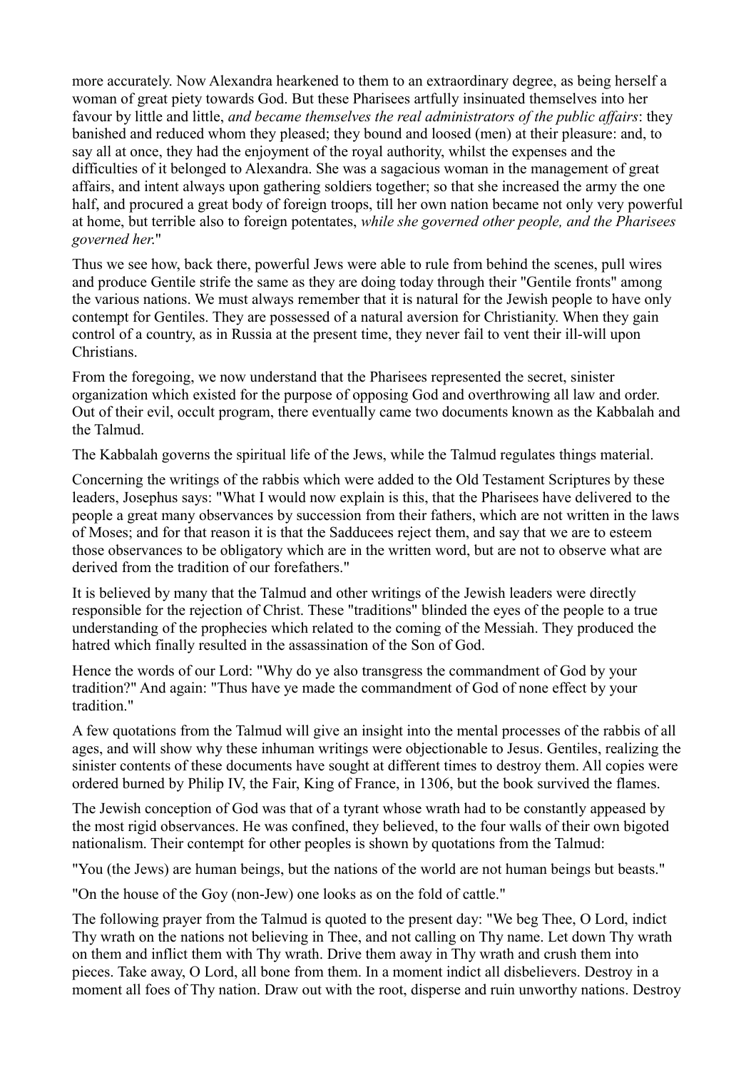more accurately. Now Alexandra hearkened to them to an extraordinary degree, as being herself a woman of great piety towards God. But these Pharisees artfully insinuated themselves into her favour by little and little, *and became themselves the real administrators of the public affairs*: they banished and reduced whom they pleased; they bound and loosed (men) at their pleasure: and, to say all at once, they had the enjoyment of the royal authority, whilst the expenses and the difficulties of it belonged to Alexandra. She was a sagacious woman in the management of great affairs, and intent always upon gathering soldiers together; so that she increased the army the one half, and procured a great body of foreign troops, till her own nation became not only very powerful at home, but terrible also to foreign potentates, *while she governed other people, and the Pharisees governed her.*"

Thus we see how, back there, powerful Jews were able to rule from behind the scenes, pull wires and produce Gentile strife the same as they are doing today through their "Gentile fronts" among the various nations. We must always remember that it is natural for the Jewish people to have only contempt for Gentiles. They are possessed of a natural aversion for Christianity. When they gain control of a country, as in Russia at the present time, they never fail to vent their ill-will upon Christians.

From the foregoing, we now understand that the Pharisees represented the secret, sinister organization which existed for the purpose of opposing God and overthrowing all law and order. Out of their evil, occult program, there eventually came two documents known as the Kabbalah and the Talmud.

The Kabbalah governs the spiritual life of the Jews, while the Talmud regulates things material.

Concerning the writings of the rabbis which were added to the Old Testament Scriptures by these leaders, Josephus says: "What I would now explain is this, that the Pharisees have delivered to the people a great many observances by succession from their fathers, which are not written in the laws of Moses; and for that reason it is that the Sadducees reject them, and say that we are to esteem those observances to be obligatory which are in the written word, but are not to observe what are derived from the tradition of our forefathers."

It is believed by many that the Talmud and other writings of the Jewish leaders were directly responsible for the rejection of Christ. These "traditions" blinded the eyes of the people to a true understanding of the prophecies which related to the coming of the Messiah. They produced the hatred which finally resulted in the assassination of the Son of God.

Hence the words of our Lord: "Why do ye also transgress the commandment of God by your tradition?" And again: "Thus have ye made the commandment of God of none effect by your tradition."

A few quotations from the Talmud will give an insight into the mental processes of the rabbis of all ages, and will show why these inhuman writings were objectionable to Jesus. Gentiles, realizing the sinister contents of these documents have sought at different times to destroy them. All copies were ordered burned by Philip IV, the Fair, King of France, in 1306, but the book survived the flames.

The Jewish conception of God was that of a tyrant whose wrath had to be constantly appeased by the most rigid observances. He was confined, they believed, to the four walls of their own bigoted nationalism. Their contempt for other peoples is shown by quotations from the Talmud:

"You (the Jews) are human beings, but the nations of the world are not human beings but beasts."

"On the house of the Goy (non-Jew) one looks as on the fold of cattle."

The following prayer from the Talmud is quoted to the present day: "We beg Thee, O Lord, indict Thy wrath on the nations not believing in Thee, and not calling on Thy name. Let down Thy wrath on them and inflict them with Thy wrath. Drive them away in Thy wrath and crush them into pieces. Take away, O Lord, all bone from them. In a moment indict all disbelievers. Destroy in a moment all foes of Thy nation. Draw out with the root, disperse and ruin unworthy nations. Destroy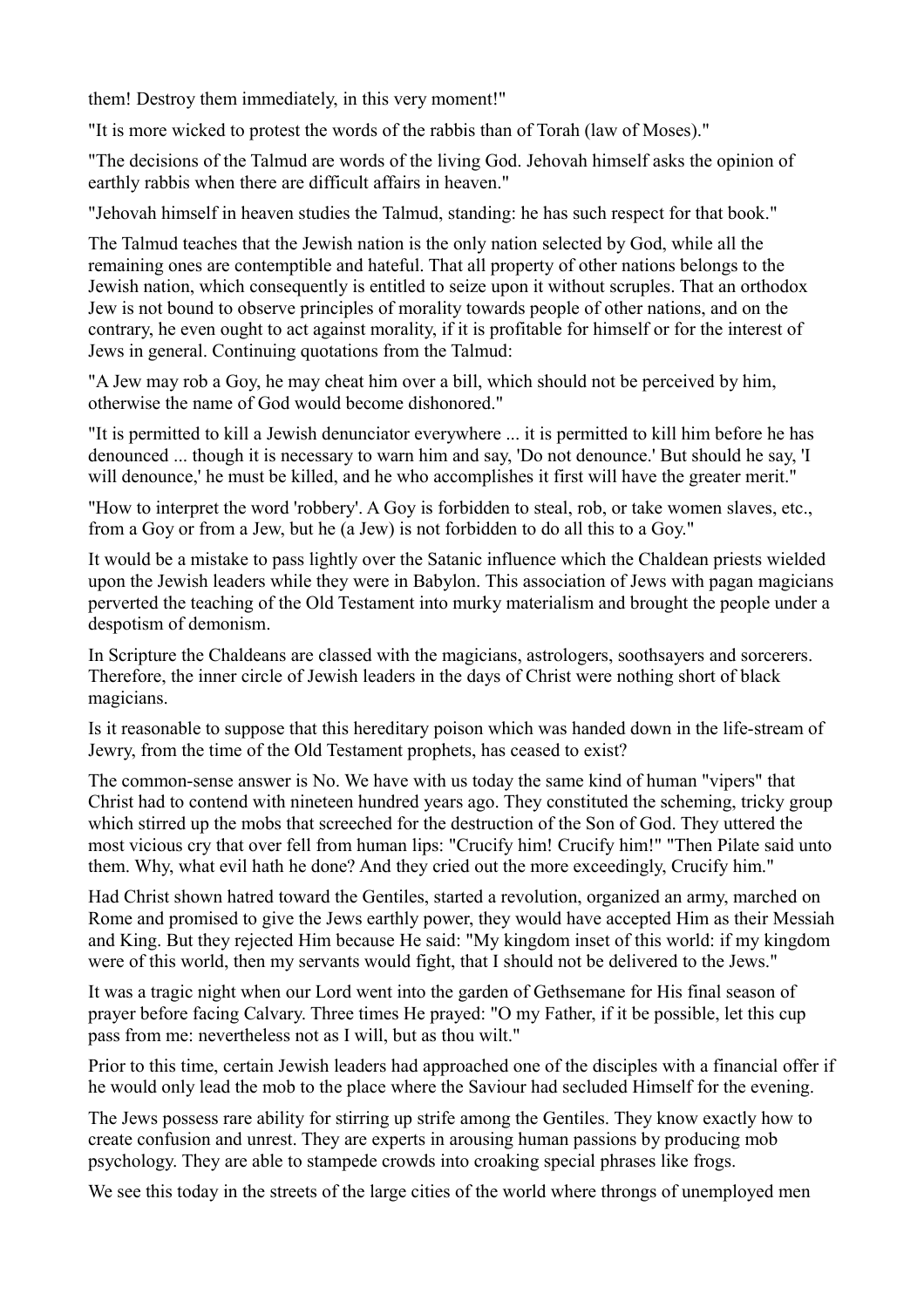them! Destroy them immediately, in this very moment!"

"It is more wicked to protest the words of the rabbis than of Torah (law of Moses)."

"The decisions of the Talmud are words of the living God. Jehovah himself asks the opinion of earthly rabbis when there are difficult affairs in heaven."

"Jehovah himself in heaven studies the Talmud, standing: he has such respect for that book."

The Talmud teaches that the Jewish nation is the only nation selected by God, while all the remaining ones are contemptible and hateful. That all property of other nations belongs to the Jewish nation, which consequently is entitled to seize upon it without scruples. That an orthodox Jew is not bound to observe principles of morality towards people of other nations, and on the contrary, he even ought to act against morality, if it is profitable for himself or for the interest of Jews in general. Continuing quotations from the Talmud:

"A Jew may rob a Goy, he may cheat him over a bill, which should not be perceived by him, otherwise the name of God would become dishonored."

"It is permitted to kill a Jewish denunciator everywhere ... it is permitted to kill him before he has denounced ... though it is necessary to warn him and say, 'Do not denounce.' But should he say, 'I will denounce,' he must be killed, and he who accomplishes it first will have the greater merit."

"How to interpret the word 'robbery'. A Goy is forbidden to steal, rob, or take women slaves, etc., from a Goy or from a Jew, but he (a Jew) is not forbidden to do all this to a Goy."

It would be a mistake to pass lightly over the Satanic influence which the Chaldean priests wielded upon the Jewish leaders while they were in Babylon. This association of Jews with pagan magicians perverted the teaching of the Old Testament into murky materialism and brought the people under a despotism of demonism.

In Scripture the Chaldeans are classed with the magicians, astrologers, soothsayers and sorcerers. Therefore, the inner circle of Jewish leaders in the days of Christ were nothing short of black magicians.

Is it reasonable to suppose that this hereditary poison which was handed down in the life-stream of Jewry, from the time of the Old Testament prophets, has ceased to exist?

The common-sense answer is No. We have with us today the same kind of human "vipers" that Christ had to contend with nineteen hundred years ago. They constituted the scheming, tricky group which stirred up the mobs that screeched for the destruction of the Son of God. They uttered the most vicious cry that over fell from human lips: "Crucify him! Crucify him!" "Then Pilate said unto them. Why, what evil hath he done? And they cried out the more exceedingly, Crucify him."

Had Christ shown hatred toward the Gentiles, started a revolution, organized an army, marched on Rome and promised to give the Jews earthly power, they would have accepted Him as their Messiah and King. But they rejected Him because He said: "My kingdom inset of this world: if my kingdom were of this world, then my servants would fight, that I should not be delivered to the Jews."

It was a tragic night when our Lord went into the garden of Gethsemane for His final season of prayer before facing Calvary. Three times He prayed: "O my Father, if it be possible, let this cup pass from me: nevertheless not as I will, but as thou wilt."

Prior to this time, certain Jewish leaders had approached one of the disciples with a financial offer if he would only lead the mob to the place where the Saviour had secluded Himself for the evening.

The Jews possess rare ability for stirring up strife among the Gentiles. They know exactly how to create confusion and unrest. They are experts in arousing human passions by producing mob psychology. They are able to stampede crowds into croaking special phrases like frogs.

We see this today in the streets of the large cities of the world where throngs of unemployed men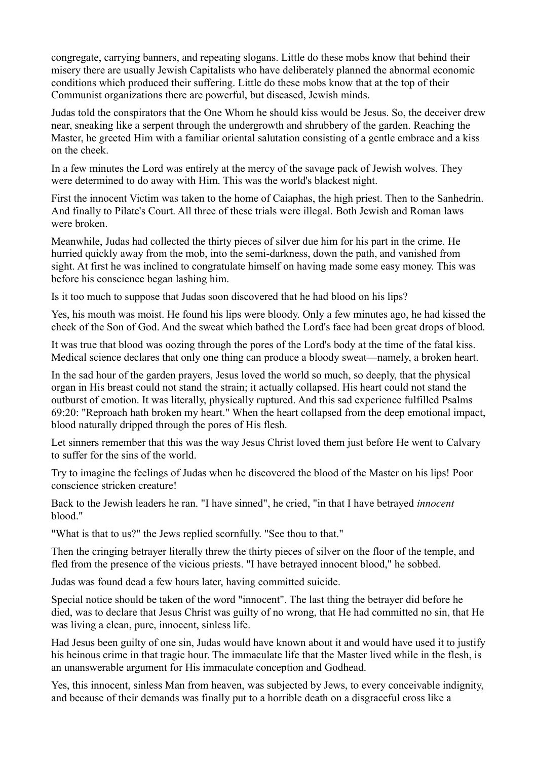congregate, carrying banners, and repeating slogans. Little do these mobs know that behind their misery there are usually Jewish Capitalists who have deliberately planned the abnormal economic conditions which produced their suffering. Little do these mobs know that at the top of their Communist organizations there are powerful, but diseased, Jewish minds.

Judas told the conspirators that the One Whom he should kiss would be Jesus. So, the deceiver drew near, sneaking like a serpent through the undergrowth and shrubbery of the garden. Reaching the Master, he greeted Him with a familiar oriental salutation consisting of a gentle embrace and a kiss on the cheek.

In a few minutes the Lord was entirely at the mercy of the savage pack of Jewish wolves. They were determined to do away with Him. This was the world's blackest night.

First the innocent Victim was taken to the home of Caiaphas, the high priest. Then to the Sanhedrin. And finally to Pilate's Court. All three of these trials were illegal. Both Jewish and Roman laws were broken.

Meanwhile, Judas had collected the thirty pieces of silver due him for his part in the crime. He hurried quickly away from the mob, into the semi-darkness, down the path, and vanished from sight. At first he was inclined to congratulate himself on having made some easy money. This was before his conscience began lashing him.

Is it too much to suppose that Judas soon discovered that he had blood on his lips?

Yes, his mouth was moist. He found his lips were bloody. Only a few minutes ago, he had kissed the cheek of the Son of God. And the sweat which bathed the Lord's face had been great drops of blood.

It was true that blood was oozing through the pores of the Lord's body at the time of the fatal kiss. Medical science declares that only one thing can produce a bloody sweat—namely, a broken heart.

In the sad hour of the garden prayers, Jesus loved the world so much, so deeply, that the physical organ in His breast could not stand the strain; it actually collapsed. His heart could not stand the outburst of emotion. It was literally, physically ruptured. And this sad experience fulfilled Psalms 69:20: "Reproach hath broken my heart." When the heart collapsed from the deep emotional impact, blood naturally dripped through the pores of His flesh.

Let sinners remember that this was the way Jesus Christ loved them just before He went to Calvary to suffer for the sins of the world.

Try to imagine the feelings of Judas when he discovered the blood of the Master on his lips! Poor conscience stricken creature!

Back to the Jewish leaders he ran. "I have sinned", he cried, "in that I have betrayed *innocent* blood."

"What is that to us?" the Jews replied scornfully. "See thou to that."

Then the cringing betrayer literally threw the thirty pieces of silver on the floor of the temple, and fled from the presence of the vicious priests. "I have betrayed innocent blood," he sobbed.

Judas was found dead a few hours later, having committed suicide.

Special notice should be taken of the word "innocent". The last thing the betrayer did before he died, was to declare that Jesus Christ was guilty of no wrong, that He had committed no sin, that He was living a clean, pure, innocent, sinless life.

Had Jesus been guilty of one sin, Judas would have known about it and would have used it to justify his heinous crime in that tragic hour. The immaculate life that the Master lived while in the flesh, is an unanswerable argument for His immaculate conception and Godhead.

Yes, this innocent, sinless Man from heaven, was subjected by Jews, to every conceivable indignity, and because of their demands was finally put to a horrible death on a disgraceful cross like a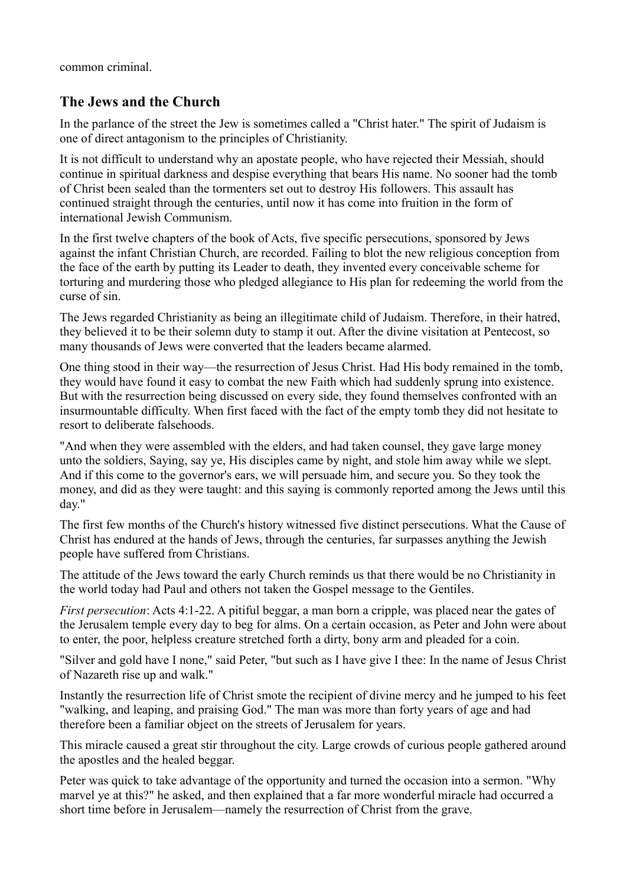common criminal.

## The Jews and the Church

In the parlance of the street the Jew is sometimes called a "Christ hater." The spirit of Judaism is one of direct antagonism to the principles of Christianity.

It is not difficult to understand why an apostate people, who have rejected their Messiah, should continue in spiritual darkness and despise everything that bears His name. No sooner had the tomb of Christ been sealed than the tormenters set out to destroy His followers. This assault has continued straight through the centuries, until now it has come into fruition in the form of international Jewish Communism.

In the first twelve chapters of the book of Acts, five specific persecutions, sponsored by Jews against the infant Christian Church, are recorded. Failing to blot the new religious conception from the face of the earth by putting its Leader to death, they invented every conceivable scheme for torturing and murdering those who pledged allegiance to His plan for redeeming the world from the curse of sin.

The Jews regarded Christianity as being an illegitimate child of Judaism. Therefore, in their hatred, they believed it to be their solemn duty to stamp it out. After the divine visitation at Pentecost, so many thousands of Jews were converted that the leaders became alarmed.

One thing stood in their way—the resurrection of Jesus Christ. Had His body remained in the tomb, they would have found it easy to combat the new Faith which had suddenly sprung into existence. But with the resurrection being discussed on every side, they found themselves confronted with an insurmountable difficulty. When first faced with the fact of the empty tomb they did not hesitate to resort to deliberate falsehoods.

"And when they were assembled with the elders, and had taken counsel, they gave large money unto the soldiers, Saying, say ye, His disciples came by night, and stole him away while we slept. And if this come to the governor's ears, we will persuade him, and secure you. So they took the money, and did as they were taught: and this saying is commonly reported among the Jews until this day."

The first few months of the Church's history witnessed five distinct persecutions. What the Cause of Christ has endured at the hands of Jews, through the centuries, far surpasses anything the Jewish people have suffered from Christians.

The attitude of the Jews toward the early Church reminds us that there would be no Christianity in the world today had Paul and others not taken the Gospel message to the Gentiles.

*First persecution*: Acts 4:1-22. A pitiful beggar, a man born a cripple, was placed near the gates of the Jerusalem temple every day to beg for alms. On a certain occasion, as Peter and John were about to enter, the poor, helpless creature stretched forth a dirty, bony arm and pleaded for a coin.

"Silver and gold have I none," said Peter, "but such as I have give I thee: In the name of Jesus Christ of Nazareth rise up and walk."

Instantly the resurrection life of Christ smote the recipient of divine mercy and he jumped to his feet "walking, and leaping, and praising God." The man was more than forty years of age and had therefore been a familiar object on the streets of Jerusalem for years.

This miracle caused a great stir throughout the city. Large crowds of curious people gathered around the apostles and the healed beggar.

Peter was quick to take advantage of the opportunity and turned the occasion into a sermon. "Why marvel ye at this?" he asked, and then explained that a far more wonderful miracle had occurred a short time before in Jerusalem—namely the resurrection of Christ from the grave.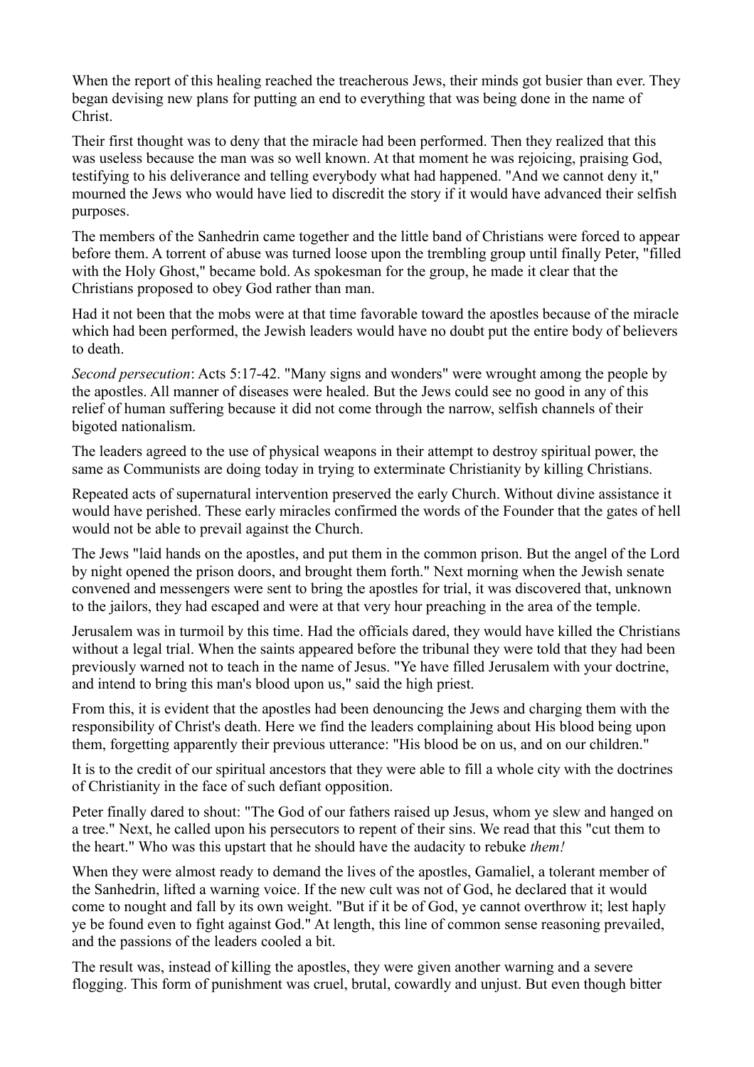When the report of this healing reached the treacherous Jews, their minds got busier than ever. They began devising new plans for putting an end to everything that was being done in the name of Christ.

Their first thought was to deny that the miracle had been performed. Then they realized that this was useless because the man was so well known. At that moment he was rejoicing, praising God, testifying to his deliverance and telling everybody what had happened. "And we cannot deny it," mourned the Jews who would have lied to discredit the story if it would have advanced their selfish purposes.

The members of the Sanhedrin came together and the little band of Christians were forced to appear before them. A torrent of abuse was turned loose upon the trembling group until finally Peter, "filled with the Holy Ghost," became bold. As spokesman for the group, he made it clear that the Christians proposed to obey God rather than man.

Had it not been that the mobs were at that time favorable toward the apostles because of the miracle which had been performed, the Jewish leaders would have no doubt put the entire body of believers to death.

*Second persecution*: Acts 5:17-42. "Many signs and wonders" were wrought among the people by the apostles. All manner of diseases were healed. But the Jews could see no good in any of this relief of human suffering because it did not come through the narrow, selfish channels of their bigoted nationalism.

The leaders agreed to the use of physical weapons in their attempt to destroy spiritual power, the same as Communists are doing today in trying to exterminate Christianity by killing Christians.

Repeated acts of supernatural intervention preserved the early Church. Without divine assistance it would have perished. These early miracles confirmed the words of the Founder that the gates of hell would not be able to prevail against the Church.

The Jews "laid hands on the apostles, and put them in the common prison. But the angel of the Lord by night opened the prison doors, and brought them forth." Next morning when the Jewish senate convened and messengers were sent to bring the apostles for trial, it was discovered that, unknown to the jailors, they had escaped and were at that very hour preaching in the area of the temple.

Jerusalem was in turmoil by this time. Had the officials dared, they would have killed the Christians without a legal trial. When the saints appeared before the tribunal they were told that they had been previously warned not to teach in the name of Jesus. "Ye have filled Jerusalem with your doctrine, and intend to bring this man's blood upon us," said the high priest.

From this, it is evident that the apostles had been denouncing the Jews and charging them with the responsibility of Christ's death. Here we find the leaders complaining about His blood being upon them, forgetting apparently their previous utterance: "His blood be on us, and on our children."

It is to the credit of our spiritual ancestors that they were able to fill a whole city with the doctrines of Christianity in the face of such defiant opposition.

Peter finally dared to shout: "The God of our fathers raised up Jesus, whom ye slew and hanged on a tree." Next, he called upon his persecutors to repent of their sins. We read that this "cut them to the heart." Who was this upstart that he should have the audacity to rebuke *them!*

When they were almost ready to demand the lives of the apostles, Gamaliel, a tolerant member of the Sanhedrin, lifted a warning voice. If the new cult was not of God, he declared that it would come to nought and fall by its own weight. "But if it be of God, ye cannot overthrow it; lest haply ye be found even to fight against God." At length, this line of common sense reasoning prevailed, and the passions of the leaders cooled a bit.

The result was, instead of killing the apostles, they were given another warning and a severe flogging. This form of punishment was cruel, brutal, cowardly and unjust. But even though bitter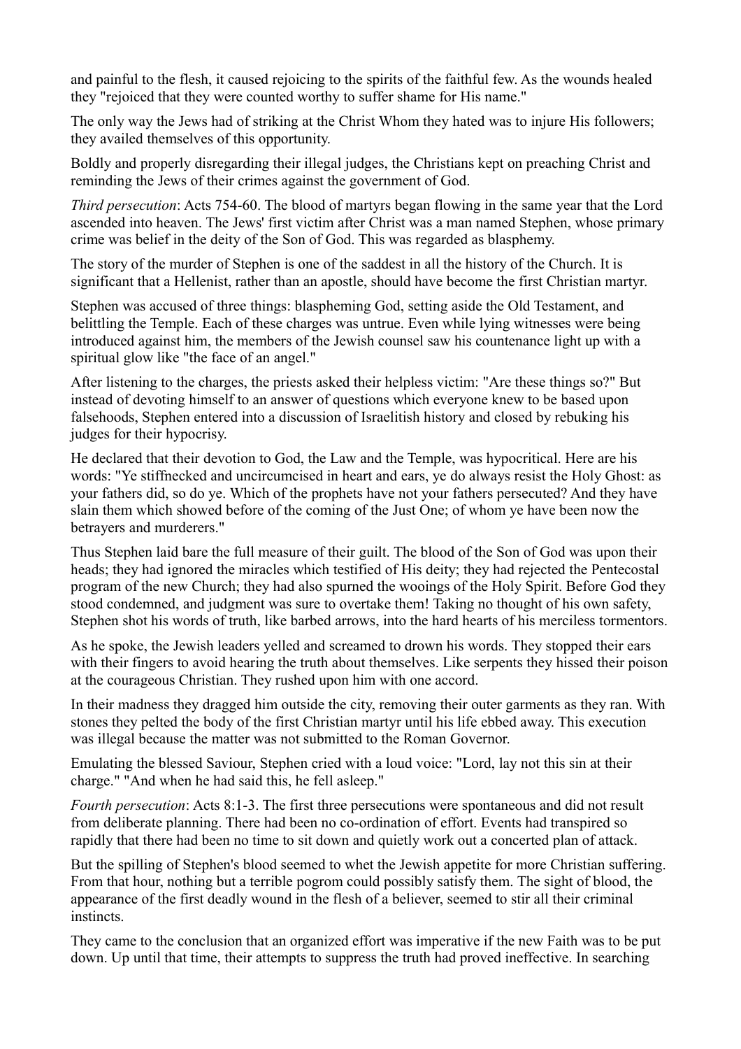and painful to the flesh, it caused rejoicing to the spirits of the faithful few. As the wounds healed they "rejoiced that they were counted worthy to suffer shame for His name."

The only way the Jews had of striking at the Christ Whom they hated was to injure His followers; they availed themselves of this opportunity.

Boldly and properly disregarding their illegal judges, the Christians kept on preaching Christ and reminding the Jews of their crimes against the government of God.

*Third persecution*: Acts 754-60. The blood of martyrs began flowing in the same year that the Lord ascended into heaven. The Jews' first victim after Christ was a man named Stephen, whose primary crime was belief in the deity of the Son of God. This was regarded as blasphemy.

The story of the murder of Stephen is one of the saddest in all the history of the Church. It is significant that a Hellenist, rather than an apostle, should have become the first Christian martyr.

Stephen was accused of three things: blaspheming God, setting aside the Old Testament, and belittling the Temple. Each of these charges was untrue. Even while lying witnesses were being introduced against him, the members of the Jewish counsel saw his countenance light up with a spiritual glow like "the face of an angel."

After listening to the charges, the priests asked their helpless victim: "Are these things so?" But instead of devoting himself to an answer of questions which everyone knew to be based upon falsehoods, Stephen entered into a discussion of Israelitish history and closed by rebuking his judges for their hypocrisy.

He declared that their devotion to God, the Law and the Temple, was hypocritical. Here are his words: "Ye stiffnecked and uncircumcised in heart and ears, ye do always resist the Holy Ghost: as your fathers did, so do ye. Which of the prophets have not your fathers persecuted? And they have slain them which showed before of the coming of the Just One; of whom ye have been now the betrayers and murderers."

Thus Stephen laid bare the full measure of their guilt. The blood of the Son of God was upon their heads; they had ignored the miracles which testified of His deity; they had rejected the Pentecostal program of the new Church; they had also spurned the wooings of the Holy Spirit. Before God they stood condemned, and judgment was sure to overtake them! Taking no thought of his own safety, Stephen shot his words of truth, like barbed arrows, into the hard hearts of his merciless tormentors.

As he spoke, the Jewish leaders yelled and screamed to drown his words. They stopped their ears with their fingers to avoid hearing the truth about themselves. Like serpents they hissed their poison at the courageous Christian. They rushed upon him with one accord.

In their madness they dragged him outside the city, removing their outer garments as they ran. With stones they pelted the body of the first Christian martyr until his life ebbed away. This execution was illegal because the matter was not submitted to the Roman Governor.

Emulating the blessed Saviour, Stephen cried with a loud voice: "Lord, lay not this sin at their charge." "And when he had said this, he fell asleep."

*Fourth persecution*: Acts 8:1-3. The first three persecutions were spontaneous and did not result from deliberate planning. There had been no co-ordination of effort. Events had transpired so rapidly that there had been no time to sit down and quietly work out a concerted plan of attack.

But the spilling of Stephen's blood seemed to whet the Jewish appetite for more Christian suffering. From that hour, nothing but a terrible pogrom could possibly satisfy them. The sight of blood, the appearance of the first deadly wound in the flesh of a believer, seemed to stir all their criminal instincts.

They came to the conclusion that an organized effort was imperative if the new Faith was to be put down. Up until that time, their attempts to suppress the truth had proved ineffective. In searching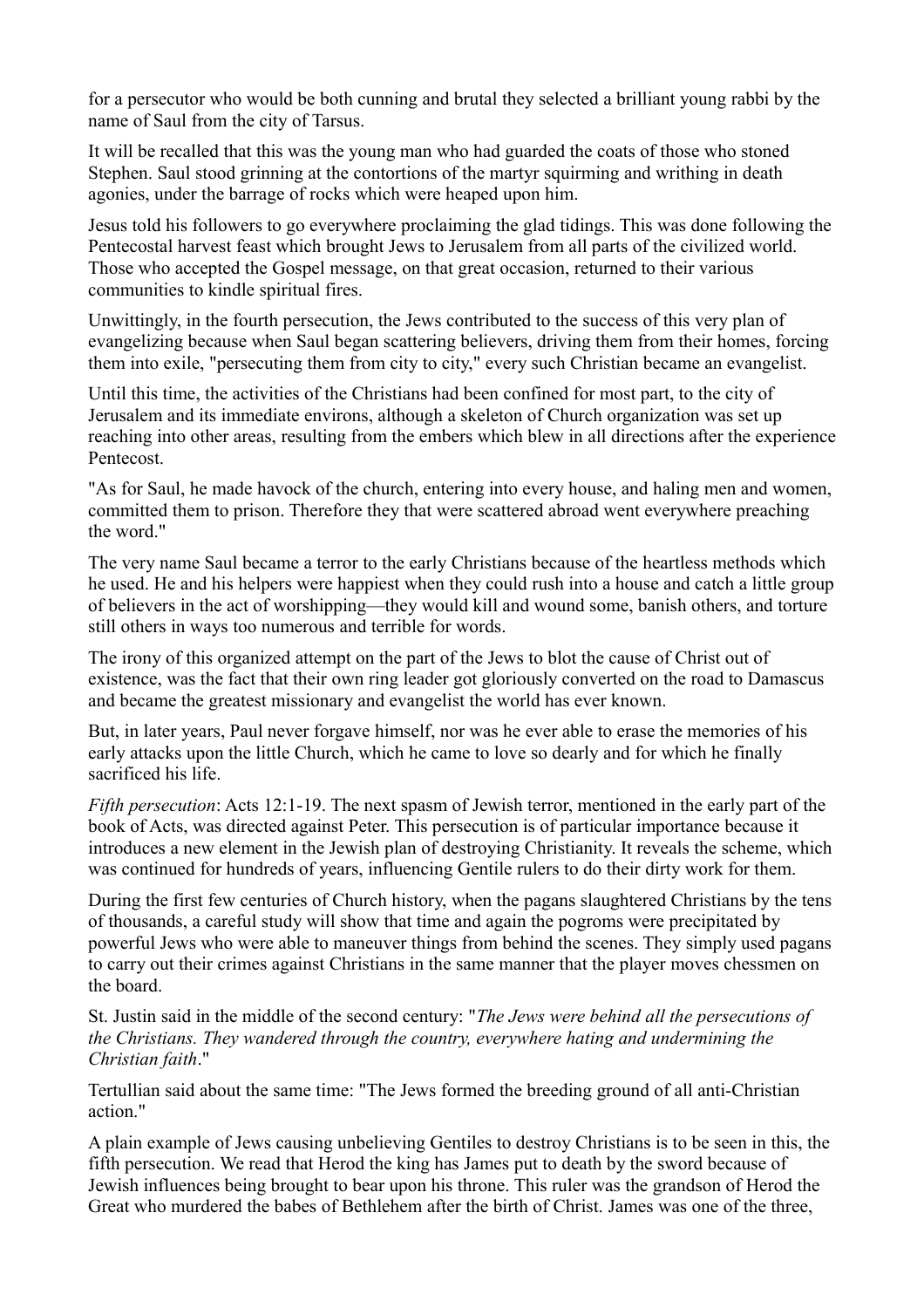for a persecutor who would be both cunning and brutal they selected a brilliant young rabbi by the name of Saul from the city of Tarsus.

It will be recalled that this was the young man who had guarded the coats of those who stoned Stephen. Saul stood grinning at the contortions of the martyr squirming and writhing in death agonies, under the barrage of rocks which were heaped upon him.

Jesus told his followers to go everywhere proclaiming the glad tidings. This was done following the Pentecostal harvest feast which brought Jews to Jerusalem from all parts of the civilized world. Those who accepted the Gospel message, on that great occasion, returned to their various communities to kindle spiritual fires.

Unwittingly, in the fourth persecution, the Jews contributed to the success of this very plan of evangelizing because when Saul began scattering believers, driving them from their homes, forcing them into exile, "persecuting them from city to city," every such Christian became an evangelist.

Until this time, the activities of the Christians had been confined for most part, to the city of Jerusalem and its immediate environs, although a skeleton of Church organization was set up reaching into other areas, resulting from the embers which blew in all directions after the experience Pentecost.

"As for Saul, he made havock of the church, entering into every house, and haling men and women, committed them to prison. Therefore they that were scattered abroad went everywhere preaching the word."

The very name Saul became a terror to the early Christians because of the heartless methods which he used. He and his helpers were happiest when they could rush into a house and catch a little group of believers in the act of worshipping—they would kill and wound some, banish others, and torture still others in ways too numerous and terrible for words.

The irony of this organized attempt on the part of the Jews to blot the cause of Christ out of existence, was the fact that their own ring leader got gloriously converted on the road to Damascus and became the greatest missionary and evangelist the world has ever known.

But, in later years, Paul never forgave himself, nor was he ever able to erase the memories of his early attacks upon the little Church, which he came to love so dearly and for which he finally sacrificed his life.

*Fifth persecution*: Acts 12:1-19. The next spasm of Jewish terror, mentioned in the early part of the book of Acts, was directed against Peter. This persecution is of particular importance because it introduces a new element in the Jewish plan of destroying Christianity. It reveals the scheme, which was continued for hundreds of years, influencing Gentile rulers to do their dirty work for them.

During the first few centuries of Church history, when the pagans slaughtered Christians by the tens of thousands, a careful study will show that time and again the pogroms were precipitated by powerful Jews who were able to maneuver things from behind the scenes. They simply used pagans to carry out their crimes against Christians in the same manner that the player moves chessmen on the board.

St. Justin said in the middle of the second century: "*The Jews were behind all the persecutions of the Christians. They wandered through the country, everywhere hating and undermining the Christian faith*."

Tertullian said about the same time: "The Jews formed the breeding ground of all anti-Christian action."

A plain example of Jews causing unbelieving Gentiles to destroy Christians is to be seen in this, the fifth persecution. We read that Herod the king has James put to death by the sword because of Jewish influences being brought to bear upon his throne. This ruler was the grandson of Herod the Great who murdered the babes of Bethlehem after the birth of Christ. James was one of the three,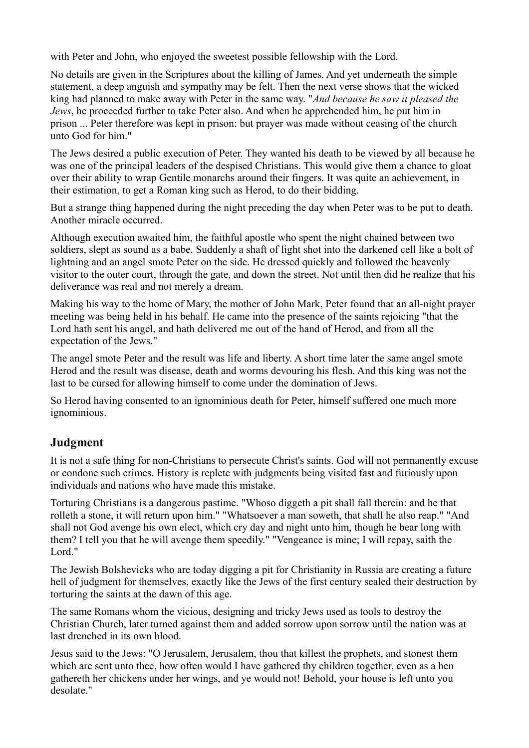with Peter and John, who enjoyed the sweetest possible fellowship with the Lord.

No details are given in the Scriptures about the killing of James. And yet underneath the simple statement, a deep anguish and sympathy may be felt. Then the next verse shows that the wicked king had planned to make away with Peter in the same way. "*And because he saw it pleased the Jews*, he proceeded further to take Peter also. And when he apprehended him, he put him in prison ... Peter therefore was kept in prison: but prayer was made without ceasing of the church unto God for him."

The Jews desired a public execution of Peter. They wanted his death to be viewed by all because he was one of the principal leaders of the despised Christians. This would give them a chance to gloat over their ability to wrap Gentile monarchs around their fingers. It was quite an achievement, in their estimation, to get a Roman king such as Herod, to do their bidding.

But a strange thing happened during the night preceding the day when Peter was to be put to death. Another miracle occurred.

Although execution awaited him, the faithful apostle who spent the night chained between two soldiers, slept as sound as a babe. Suddenly a shaft of light shot into the darkened cell like a bolt of lightning and an angel smote Peter on the side. He dressed quickly and followed the heavenly visitor to the outer court, through the gate, and down the street. Not until then did he realize that his deliverance was real and not merely a dream.

Making his way to the home of Mary, the mother of John Mark, Peter found that an all-night prayer meeting was being held in his behalf. He came into the presence of the saints rejoicing "that the Lord hath sent his angel, and hath delivered me out of the hand of Herod, and from all the expectation of the Jews."

The angel smote Peter and the result was life and liberty. A short time later the same angel smote Herod and the result was disease, death and worms devouring his flesh. And this king was not the last to be cursed for allowing himself to come under the domination of Jews.

So Herod having consented to an ignominious death for Peter, himself suffered one much more ignominious.

## Judgment

It is not a safe thing for non-Christians to persecute Christ's saints. God will not permanently excuse or condone such crimes. History is replete with judgments being visited fast and furiously upon individuals and nations who have made this mistake.

Torturing Christians is a dangerous pastime. "Whoso diggeth a pit shall fall therein: and he that rolleth a stone, it will return upon him." "Whatsoever a man soweth, that shall he also reap." "And shall not God avenge his own elect, which cry day and night unto him, though he bear long with them? I tell you that he will avenge them speedily." "Vengeance is mine; I will repay, saith the Lord."

The Jewish Bolshevicks who are today digging a pit for Christianity in Russia are creating a future hell of judgment for themselves, exactly like the Jews of the first century sealed their destruction by torturing the saints at the dawn of this age.

The same Romans whom the vicious, designing and tricky Jews used as tools to destroy the Christian Church, later turned against them and added sorrow upon sorrow until the nation was at last drenched in its own blood.

Jesus said to the Jews: "O Jerusalem, Jerusalem, thou that killest the prophets, and stonest them which are sent unto thee, how often would I have gathered thy children together, even as a hen gathereth her chickens under her wings, and ye would not! Behold, your house is left unto you desolate."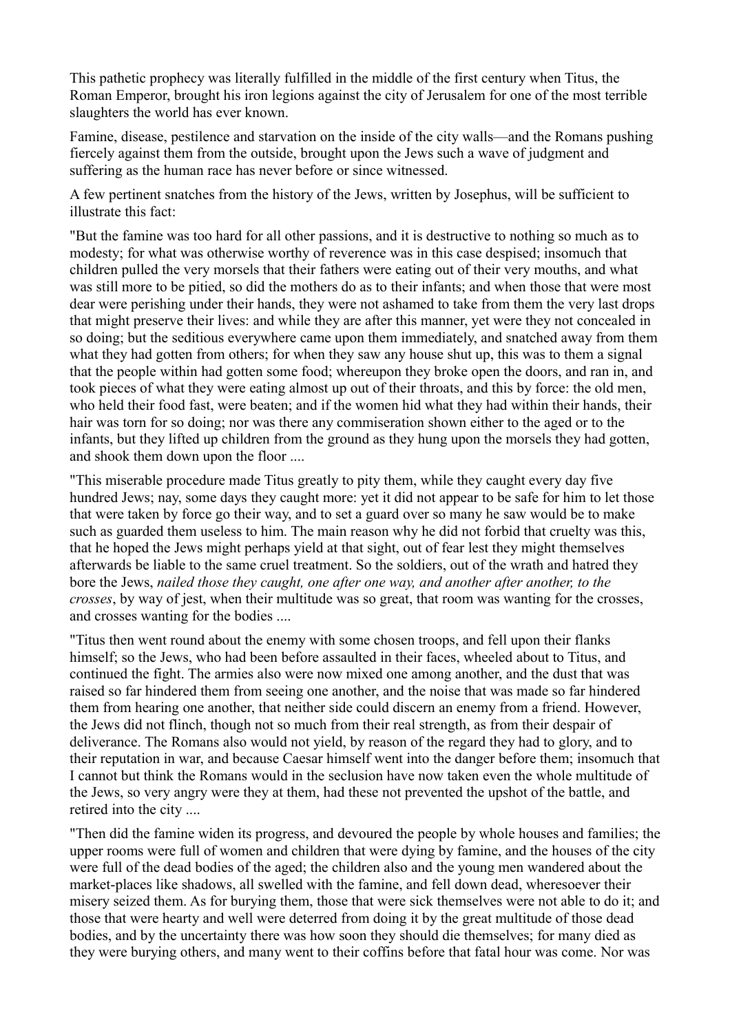This pathetic prophecy was literally fulfilled in the middle of the first century when Titus, the Roman Emperor, brought his iron legions against the city of Jerusalem for one of the most terrible slaughters the world has ever known.

Famine, disease, pestilence and starvation on the inside of the city walls—and the Romans pushing fiercely against them from the outside, brought upon the Jews such a wave of judgment and suffering as the human race has never before or since witnessed.

A few pertinent snatches from the history of the Jews, written by Josephus, will be sufficient to illustrate this fact:

"But the famine was too hard for all other passions, and it is destructive to nothing so much as to modesty; for what was otherwise worthy of reverence was in this case despised; insomuch that children pulled the very morsels that their fathers were eating out of their very mouths, and what was still more to be pitied, so did the mothers do as to their infants; and when those that were most dear were perishing under their hands, they were not ashamed to take from them the very last drops that might preserve their lives: and while they are after this manner, yet were they not concealed in so doing; but the seditious everywhere came upon them immediately, and snatched away from them what they had gotten from others; for when they saw any house shut up, this was to them a signal that the people within had gotten some food; whereupon they broke open the doors, and ran in, and took pieces of what they were eating almost up out of their throats, and this by force: the old men, who held their food fast, were beaten; and if the women hid what they had within their hands, their hair was torn for so doing; nor was there any commiseration shown either to the aged or to the infants, but they lifted up children from the ground as they hung upon the morsels they had gotten, and shook them down upon the floor ....

"This miserable procedure made Titus greatly to pity them, while they caught every day five hundred Jews; nay, some days they caught more: yet it did not appear to be safe for him to let those that were taken by force go their way, and to set a guard over so many he saw would be to make such as guarded them useless to him. The main reason why he did not forbid that cruelty was this, that he hoped the Jews might perhaps yield at that sight, out of fear lest they might themselves afterwards be liable to the same cruel treatment. So the soldiers, out of the wrath and hatred they bore the Jews, *nailed those they caught, one after one way, and another after another, to the crosses*, by way of jest, when their multitude was so great, that room was wanting for the crosses, and crosses wanting for the bodies ....

"Titus then went round about the enemy with some chosen troops, and fell upon their flanks himself; so the Jews, who had been before assaulted in their faces, wheeled about to Titus, and continued the fight. The armies also were now mixed one among another, and the dust that was raised so far hindered them from seeing one another, and the noise that was made so far hindered them from hearing one another, that neither side could discern an enemy from a friend. However, the Jews did not flinch, though not so much from their real strength, as from their despair of deliverance. The Romans also would not yield, by reason of the regard they had to glory, and to their reputation in war, and because Caesar himself went into the danger before them; insomuch that I cannot but think the Romans would in the seclusion have now taken even the whole multitude of the Jews, so very angry were they at them, had these not prevented the upshot of the battle, and retired into the city ....

"Then did the famine widen its progress, and devoured the people by whole houses and families; the upper rooms were full of women and children that were dying by famine, and the houses of the city were full of the dead bodies of the aged; the children also and the young men wandered about the market-places like shadows, all swelled with the famine, and fell down dead, wheresoever their misery seized them. As for burying them, those that were sick themselves were not able to do it; and those that were hearty and well were deterred from doing it by the great multitude of those dead bodies, and by the uncertainty there was how soon they should die themselves; for many died as they were burying others, and many went to their coffins before that fatal hour was come. Nor was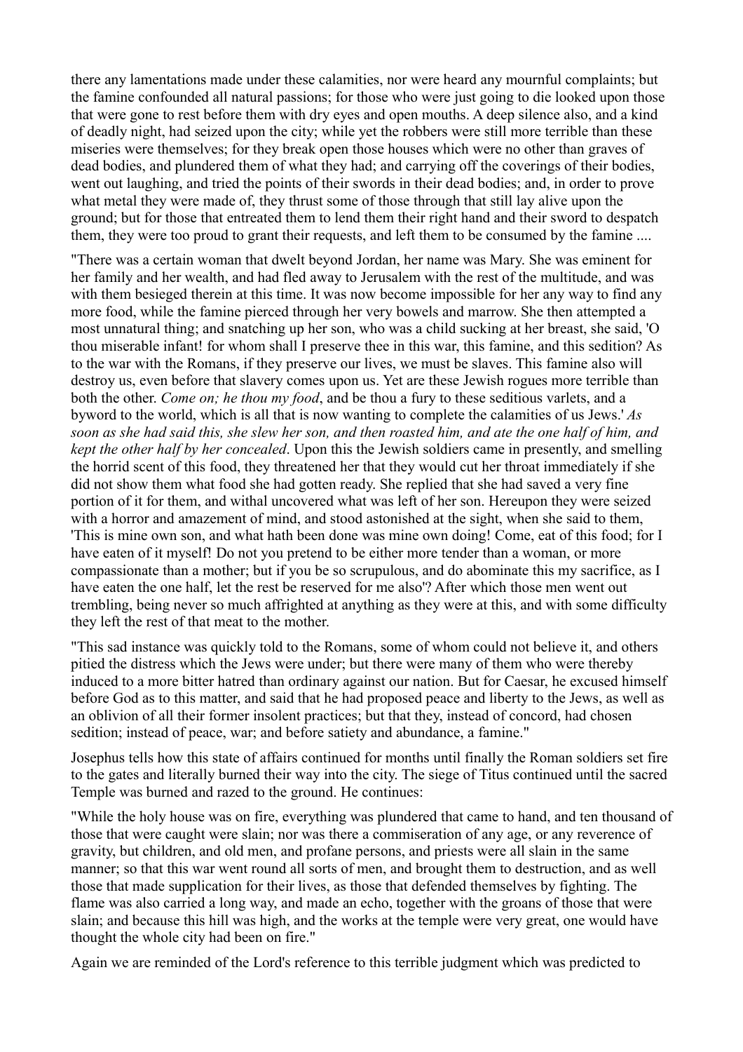there any lamentations made under these calamities, nor were heard any mournful complaints; but the famine confounded all natural passions; for those who were just going to die looked upon those that were gone to rest before them with dry eyes and open mouths. A deep silence also, and a kind of deadly night, had seized upon the city; while yet the robbers were still more terrible than these miseries were themselves; for they break open those houses which were no other than graves of dead bodies, and plundered them of what they had; and carrying off the coverings of their bodies, went out laughing, and tried the points of their swords in their dead bodies; and, in order to prove what metal they were made of, they thrust some of those through that still lay alive upon the ground; but for those that entreated them to lend them their right hand and their sword to despatch them, they were too proud to grant their requests, and left them to be consumed by the famine ....

"There was a certain woman that dwelt beyond Jordan, her name was Mary. She was eminent for her family and her wealth, and had fled away to Jerusalem with the rest of the multitude, and was with them besieged therein at this time. It was now become impossible for her any way to find any more food, while the famine pierced through her very bowels and marrow. She then attempted a most unnatural thing; and snatching up her son, who was a child sucking at her breast, she said, 'O thou miserable infant! for whom shall I preserve thee in this war, this famine, and this sedition? As to the war with the Romans, if they preserve our lives, we must be slaves. This famine also will destroy us, even before that slavery comes upon us. Yet are these Jewish rogues more terrible than both the other. *Come on; he thou my food*, and be thou a fury to these seditious varlets, and a byword to the world, which is all that is now wanting to complete the calamities of us Jews.' *As soon as she had said this, she slew her son, and then roasted him, and ate the one half of him, and kept the other half by her concealed*. Upon this the Jewish soldiers came in presently, and smelling the horrid scent of this food, they threatened her that they would cut her throat immediately if she did not show them what food she had gotten ready. She replied that she had saved a very fine portion of it for them, and withal uncovered what was left of her son. Hereupon they were seized with a horror and amazement of mind, and stood astonished at the sight, when she said to them, 'This is mine own son, and what hath been done was mine own doing! Come, eat of this food; for I have eaten of it myself! Do not you pretend to be either more tender than a woman, or more compassionate than a mother; but if you be so scrupulous, and do abominate this my sacrifice, as I have eaten the one half, let the rest be reserved for me also'? After which those men went out trembling, being never so much affrighted at anything as they were at this, and with some difficulty they left the rest of that meat to the mother.

"This sad instance was quickly told to the Romans, some of whom could not believe it, and others pitied the distress which the Jews were under; but there were many of them who were thereby induced to a more bitter hatred than ordinary against our nation. But for Caesar, he excused himself before God as to this matter, and said that he had proposed peace and liberty to the Jews, as well as an oblivion of all their former insolent practices; but that they, instead of concord, had chosen sedition; instead of peace, war; and before satiety and abundance, a famine."

Josephus tells how this state of affairs continued for months until finally the Roman soldiers set fire to the gates and literally burned their way into the city. The siege of Titus continued until the sacred Temple was burned and razed to the ground. He continues:

"While the holy house was on fire, everything was plundered that came to hand, and ten thousand of those that were caught were slain; nor was there a commiseration of any age, or any reverence of gravity, but children, and old men, and profane persons, and priests were all slain in the same manner; so that this war went round all sorts of men, and brought them to destruction, and as well those that made supplication for their lives, as those that defended themselves by fighting. The flame was also carried a long way, and made an echo, together with the groans of those that were slain; and because this hill was high, and the works at the temple were very great, one would have thought the whole city had been on fire."

Again we are reminded of the Lord's reference to this terrible judgment which was predicted to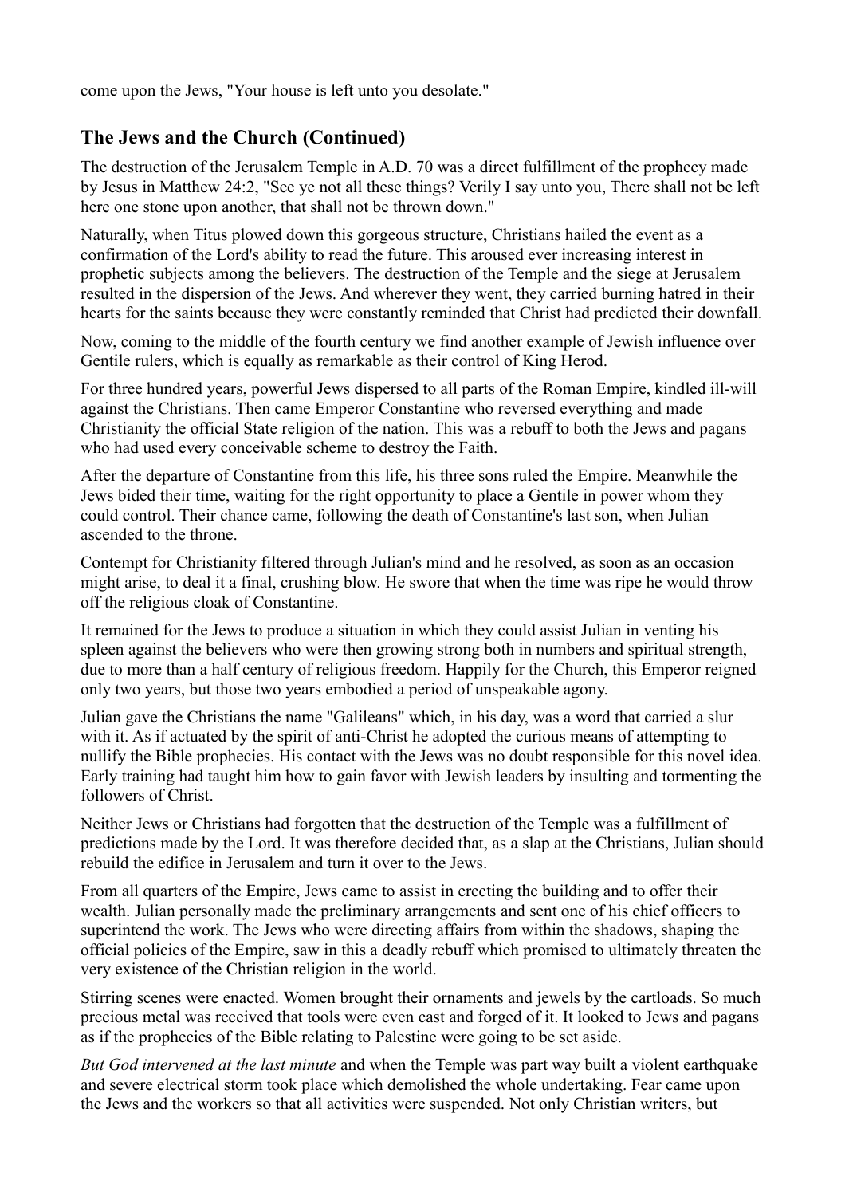come upon the Jews, "Your house is left unto you desolate."

## The Jews and the Church (Continued)

The destruction of the Jerusalem Temple in A.D. 70 was a direct fulfillment of the prophecy made by Jesus in Matthew 24:2, "See ye not all these things? Verily I say unto you, There shall not be left here one stone upon another, that shall not be thrown down."

Naturally, when Titus plowed down this gorgeous structure, Christians hailed the event as a confirmation of the Lord's ability to read the future. This aroused ever increasing interest in prophetic subjects among the believers. The destruction of the Temple and the siege at Jerusalem resulted in the dispersion of the Jews. And wherever they went, they carried burning hatred in their hearts for the saints because they were constantly reminded that Christ had predicted their downfall.

Now, coming to the middle of the fourth century we find another example of Jewish influence over Gentile rulers, which is equally as remarkable as their control of King Herod.

For three hundred years, powerful Jews dispersed to all parts of the Roman Empire, kindled ill-will against the Christians. Then came Emperor Constantine who reversed everything and made Christianity the official State religion of the nation. This was a rebuff to both the Jews and pagans who had used every conceivable scheme to destroy the Faith.

After the departure of Constantine from this life, his three sons ruled the Empire. Meanwhile the Jews bided their time, waiting for the right opportunity to place a Gentile in power whom they could control. Their chance came, following the death of Constantine's last son, when Julian ascended to the throne.

Contempt for Christianity filtered through Julian's mind and he resolved, as soon as an occasion might arise, to deal it a final, crushing blow. He swore that when the time was ripe he would throw off the religious cloak of Constantine.

It remained for the Jews to produce a situation in which they could assist Julian in venting his spleen against the believers who were then growing strong both in numbers and spiritual strength, due to more than a half century of religious freedom. Happily for the Church, this Emperor reigned only two years, but those two years embodied a period of unspeakable agony.

Julian gave the Christians the name "Galileans" which, in his day, was a word that carried a slur with it. As if actuated by the spirit of anti-Christ he adopted the curious means of attempting to nullify the Bible prophecies. His contact with the Jews was no doubt responsible for this novel idea. Early training had taught him how to gain favor with Jewish leaders by insulting and tormenting the followers of Christ.

Neither Jews or Christians had forgotten that the destruction of the Temple was a fulfillment of predictions made by the Lord. It was therefore decided that, as a slap at the Christians, Julian should rebuild the edifice in Jerusalem and turn it over to the Jews.

From all quarters of the Empire, Jews came to assist in erecting the building and to offer their wealth. Julian personally made the preliminary arrangements and sent one of his chief officers to superintend the work. The Jews who were directing affairs from within the shadows, shaping the official policies of the Empire, saw in this a deadly rebuff which promised to ultimately threaten the very existence of the Christian religion in the world.

Stirring scenes were enacted. Women brought their ornaments and jewels by the cartloads. So much precious metal was received that tools were even cast and forged of it. It looked to Jews and pagans as if the prophecies of the Bible relating to Palestine were going to be set aside.

*But God intervened at the last minute* and when the Temple was part way built a violent earthquake and severe electrical storm took place which demolished the whole undertaking. Fear came upon the Jews and the workers so that all activities were suspended. Not only Christian writers, but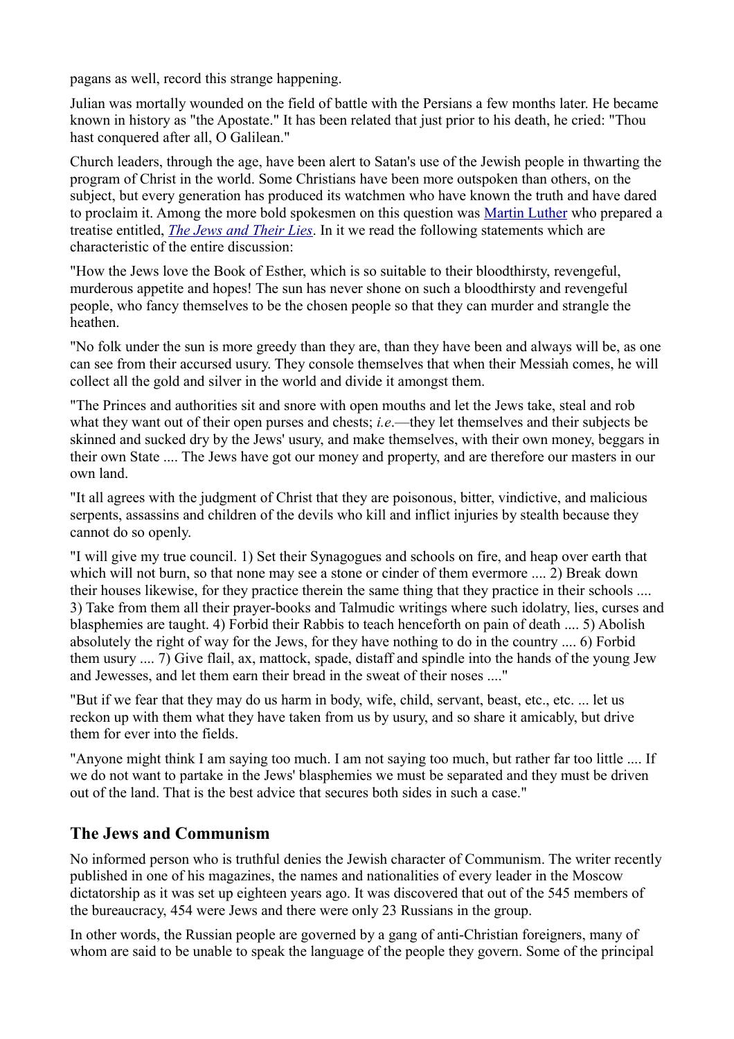pagans as well, record this strange happening.

Julian was mortally wounded on the field of battle with the Persians a few months later. He became known in history as "the Apostate." It has been related that just prior to his death, he cried: "Thou hast conquered after all, O Galilean."

Church leaders, through the age, have been alert to Satan's use of the Jewish people in thwarting the program of Christ in the world. Some Christians have been more outspoken than others, on the subject, but every generation has produced its watchmen who have known the truth and have dared to proclaim it. Among the more bold spokesmen on this question was Martin Luther who prepared a treatise entitled, *The Jews and Their Lies*. In it we read the following statements which are characteristic of the entire discussion:

"How the Jews love the Book of Esther, which is so suitable to their bloodthirsty, revengeful, murderous appetite and hopes! The sun has never shone on such a bloodthirsty and revengeful people, who fancy themselves to be the chosen people so that they can murder and strangle the heathen.

"No folk under the sun is more greedy than they are, than they have been and always will be, as one can see from their accursed usury. They console themselves that when their Messiah comes, he will collect all the gold and silver in the world and divide it amongst them.

"The Princes and authorities sit and snore with open mouths and let the Jews take, steal and rob what they want out of their open purses and chests; *i.e.*—they let themselves and their subjects be skinned and sucked dry by the Jews' usury, and make themselves, with their own money, beggars in their own State .... The Jews have got our money and property, and are therefore our masters in our own land.

"It all agrees with the judgment of Christ that they are poisonous, bitter, vindictive, and malicious serpents, assassins and children of the devils who kill and inflict injuries by stealth because they cannot do so openly.

"I will give my true council. 1) Set their Synagogues and schools on fire, and heap over earth that which will not burn, so that none may see a stone or cinder of them evermore .... 2) Break down their houses likewise, for they practice therein the same thing that they practice in their schools .... 3) Take from them all their prayer-books and Talmudic writings where such idolatry, lies, curses and blasphemies are taught. 4) Forbid their Rabbis to teach henceforth on pain of death .... 5) Abolish absolutely the right of way for the Jews, for they have nothing to do in the country .... 6) Forbid them usury .... 7) Give flail, ax, mattock, spade, distaff and spindle into the hands of the young Jew and Jewesses, and let them earn their bread in the sweat of their noses ...."

"But if we fear that they may do us harm in body, wife, child, servant, beast, etc., etc. ... let us reckon up with them what they have taken from us by usury, and so share it amicably, but drive them for ever into the fields.

"Anyone might think I am saying too much. I am not saying too much, but rather far too little .... If we do not want to partake in the Jews' blasphemies we must be separated and they must be driven out of the land. That is the best advice that secures both sides in such a case."

## The Jews and Communism

No informed person who is truthful denies the Jewish character of Communism. The writer recently published in one of his magazines, the names and nationalities of every leader in the Moscow dictatorship as it was set up eighteen years ago. It was discovered that out of the 545 members of the bureaucracy, 454 were Jews and there were only 23 Russians in the group.

In other words, the Russian people are governed by a gang of anti-Christian foreigners, many of whom are said to be unable to speak the language of the people they govern. Some of the principal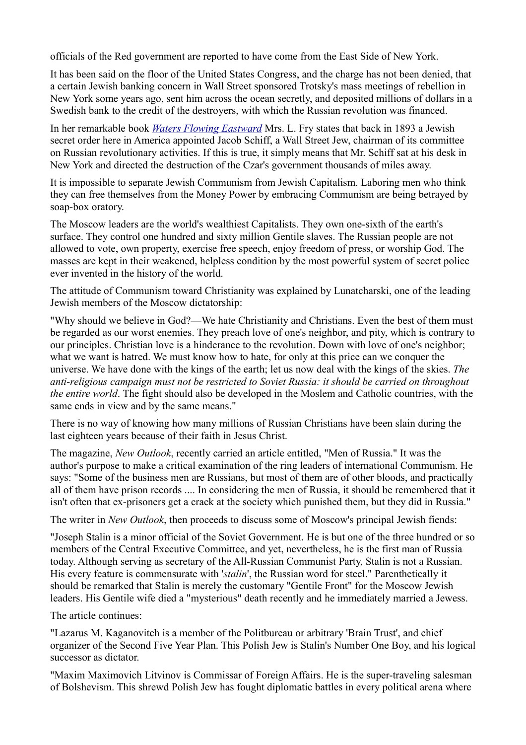officials of the Red government are reported to have come from the East Side of New York.

It has been said on the floor of the United States Congress, and the charge has not been denied, that a certain Jewish banking concern in Wall Street sponsored Trotsky's mass meetings of rebellion in New York some years ago, sent him across the ocean secretly, and deposited millions of dollars in a Swedish bank to the credit of the destroyers, with which the Russian revolution was financed.

In her remarkable book *Waters Flowing Eastward* Mrs. L. Fry states that back in 1893 a Jewish secret order here in America appointed Jacob Schiff, a Wall Street Jew, chairman of its committee on Russian revolutionary activities. If this is true, it simply means that Mr. Schiff sat at his desk in New York and directed the destruction of the Czar's government thousands of miles away.

It is impossible to separate Jewish Communism from Jewish Capitalism. Laboring men who think they can free themselves from the Money Power by embracing Communism are being betrayed by soap-box oratory.

The Moscow leaders are the world's wealthiest Capitalists. They own one-sixth of the earth's surface. They control one hundred and sixty million Gentile slaves. The Russian people are not allowed to vote, own property, exercise free speech, enjoy freedom of press, or worship God. The masses are kept in their weakened, helpless condition by the most powerful system of secret police ever invented in the history of the world.

The attitude of Communism toward Christianity was explained by Lunatcharski, one of the leading Jewish members of the Moscow dictatorship:

"Why should we believe in God?—We hate Christianity and Christians. Even the best of them must be regarded as our worst enemies. They preach love of one's neighbor, and pity, which is contrary to our principles. Christian love is a hinderance to the revolution. Down with love of one's neighbor; what we want is hatred. We must know how to hate, for only at this price can we conquer the universe. We have done with the kings of the earth; let us now deal with the kings of the skies. *The anti-religious campaign must not be restricted to Soviet Russia: it should be carried on throughout the entire world*. The fight should also be developed in the Moslem and Catholic countries, with the same ends in view and by the same means."

There is no way of knowing how many millions of Russian Christians have been slain during the last eighteen years because of their faith in Jesus Christ.

The magazine, *New Outlook*, recently carried an article entitled, "Men of Russia." It was the author's purpose to make a critical examination of the ring leaders of international Communism. He says: "Some of the business men are Russians, but most of them are of other bloods, and practically all of them have prison records .... In considering the men of Russia, it should be remembered that it isn't often that ex-prisoners get a crack at the society which punished them, but they did in Russia."

The writer in *New Outlook*, then proceeds to discuss some of Moscow's principal Jewish fiends:

"Joseph Stalin is a minor official of the Soviet Government. He is but one of the three hundred or so members of the Central Executive Committee, and yet, nevertheless, he is the first man of Russia today. Although serving as secretary of the All-Russian Communist Party, Stalin is not a Russian. His every feature is commensurate with '*stalin*', the Russian word for steel." Parenthetically it should be remarked that Stalin is merely the customary "Gentile Front" for the Moscow Jewish leaders. His Gentile wife died a "mysterious" death recently and he immediately married a Jewess.

The article continues:

"Lazarus M. Kaganovitch is a member of the Politbureau or arbitrary 'Brain Trust', and chief organizer of the Second Five Year Plan. This Polish Jew is Stalin's Number One Boy, and his logical successor as dictator.

"Maxim Maximovich Litvinov is Commissar of Foreign Affairs. He is the super-traveling salesman of Bolshevism. This shrewd Polish Jew has fought diplomatic battles in every political arena where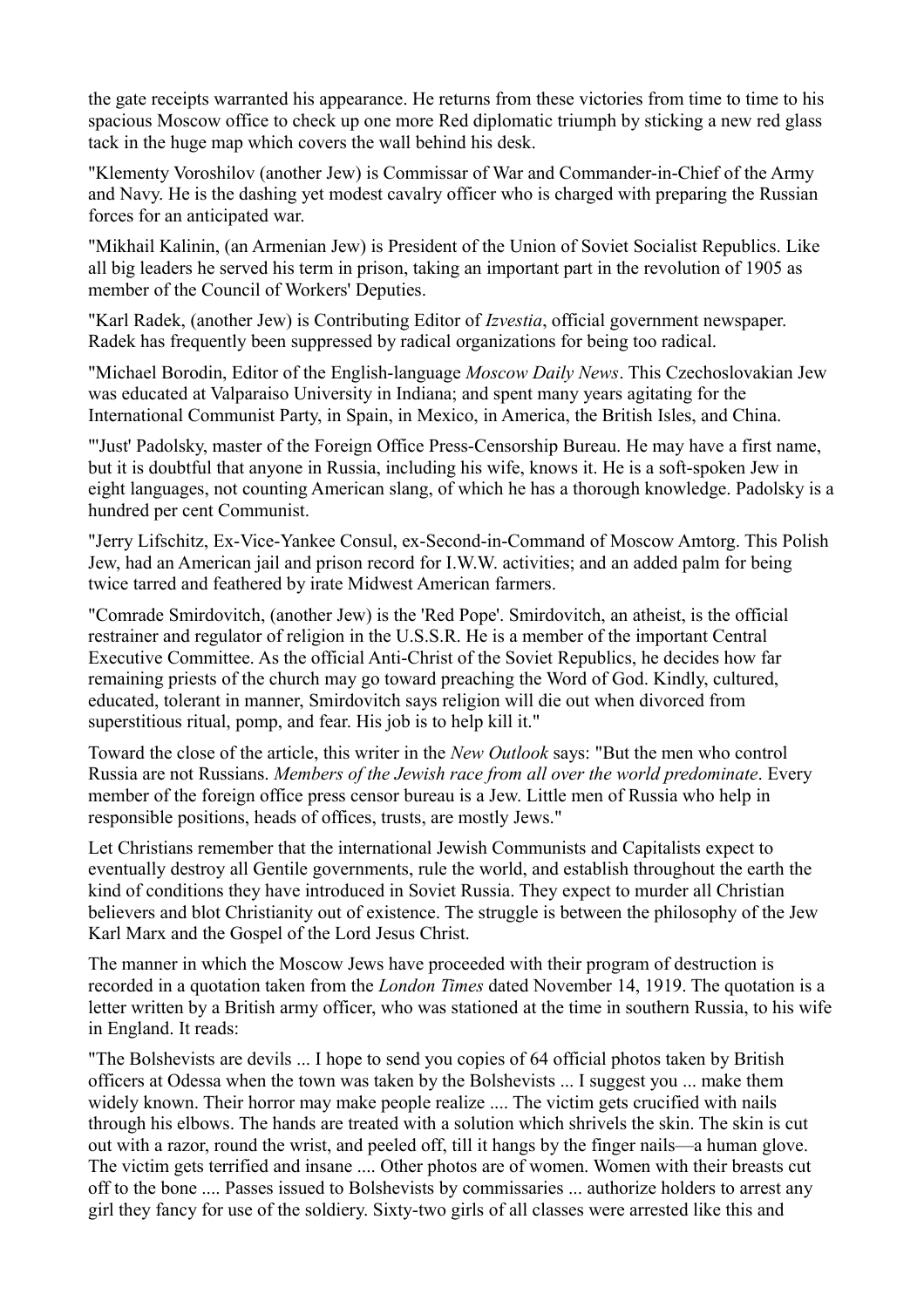the gate receipts warranted his appearance. He returns from these victories from time to time to his spacious Moscow office to check up one more Red diplomatic triumph by sticking a new red glass tack in the huge map which covers the wall behind his desk.

"Klementy Voroshilov (another Jew) is Commissar of War and Commander-in-Chief of the Army and Navy. He is the dashing yet modest cavalry officer who is charged with preparing the Russian forces for an anticipated war.

"Mikhail Kalinin, (an Armenian Jew) is President of the Union of Soviet Socialist Republics. Like all big leaders he served his term in prison, taking an important part in the revolution of 1905 as member of the Council of Workers' Deputies.

"Karl Radek, (another Jew) is Contributing Editor of *Izvestia*, official government newspaper. Radek has frequently been suppressed by radical organizations for being too radical.

"Michael Borodin, Editor of the English-language *Moscow Daily News*. This Czechoslovakian Jew was educated at Valparaiso University in Indiana; and spent many years agitating for the International Communist Party, in Spain, in Mexico, in America, the British Isles, and China.

"'Just' Padolsky, master of the Foreign Office Press-Censorship Bureau. He may have a first name, but it is doubtful that anyone in Russia, including his wife, knows it. He is a soft-spoken Jew in eight languages, not counting American slang, of which he has a thorough knowledge. Padolsky is a hundred per cent Communist.

"Jerry Lifschitz, Ex-Vice-Yankee Consul, ex-Second-in-Command of Moscow Amtorg. This Polish Jew, had an American jail and prison record for I.W.W. activities; and an added palm for being twice tarred and feathered by irate Midwest American farmers.

"Comrade Smirdovitch, (another Jew) is the 'Red Pope'. Smirdovitch, an atheist, is the official restrainer and regulator of religion in the U.S.S.R. He is a member of the important Central Executive Committee. As the official Anti-Christ of the Soviet Republics, he decides how far remaining priests of the church may go toward preaching the Word of God. Kindly, cultured, educated, tolerant in manner, Smirdovitch says religion will die out when divorced from superstitious ritual, pomp, and fear. His job is to help kill it."

Toward the close of the article, this writer in the *New Outlook* says: "But the men who control Russia are not Russians. *Members of the Jewish race from all over the world predominate*. Every member of the foreign office press censor bureau is a Jew. Little men of Russia who help in responsible positions, heads of offices, trusts, are mostly Jews."

Let Christians remember that the international Jewish Communists and Capitalists expect to eventually destroy all Gentile governments, rule the world, and establish throughout the earth the kind of conditions they have introduced in Soviet Russia. They expect to murder all Christian believers and blot Christianity out of existence. The struggle is between the philosophy of the Jew Karl Marx and the Gospel of the Lord Jesus Christ.

The manner in which the Moscow Jews have proceeded with their program of destruction is recorded in a quotation taken from the *London Times* dated November 14, 1919. The quotation is a letter written by a British army officer, who was stationed at the time in southern Russia, to his wife in England. It reads:

"The Bolshevists are devils ... I hope to send you copies of 64 official photos taken by British officers at Odessa when the town was taken by the Bolshevists ... I suggest you ... make them widely known. Their horror may make people realize .... The victim gets crucified with nails through his elbows. The hands are treated with a solution which shrivels the skin. The skin is cut out with a razor, round the wrist, and peeled off, till it hangs by the finger nails—a human glove. The victim gets terrified and insane .... Other photos are of women. Women with their breasts cut off to the bone .... Passes issued to Bolshevists by commissaries ... authorize holders to arrest any girl they fancy for use of the soldiery. Sixty-two girls of all classes were arrested like this and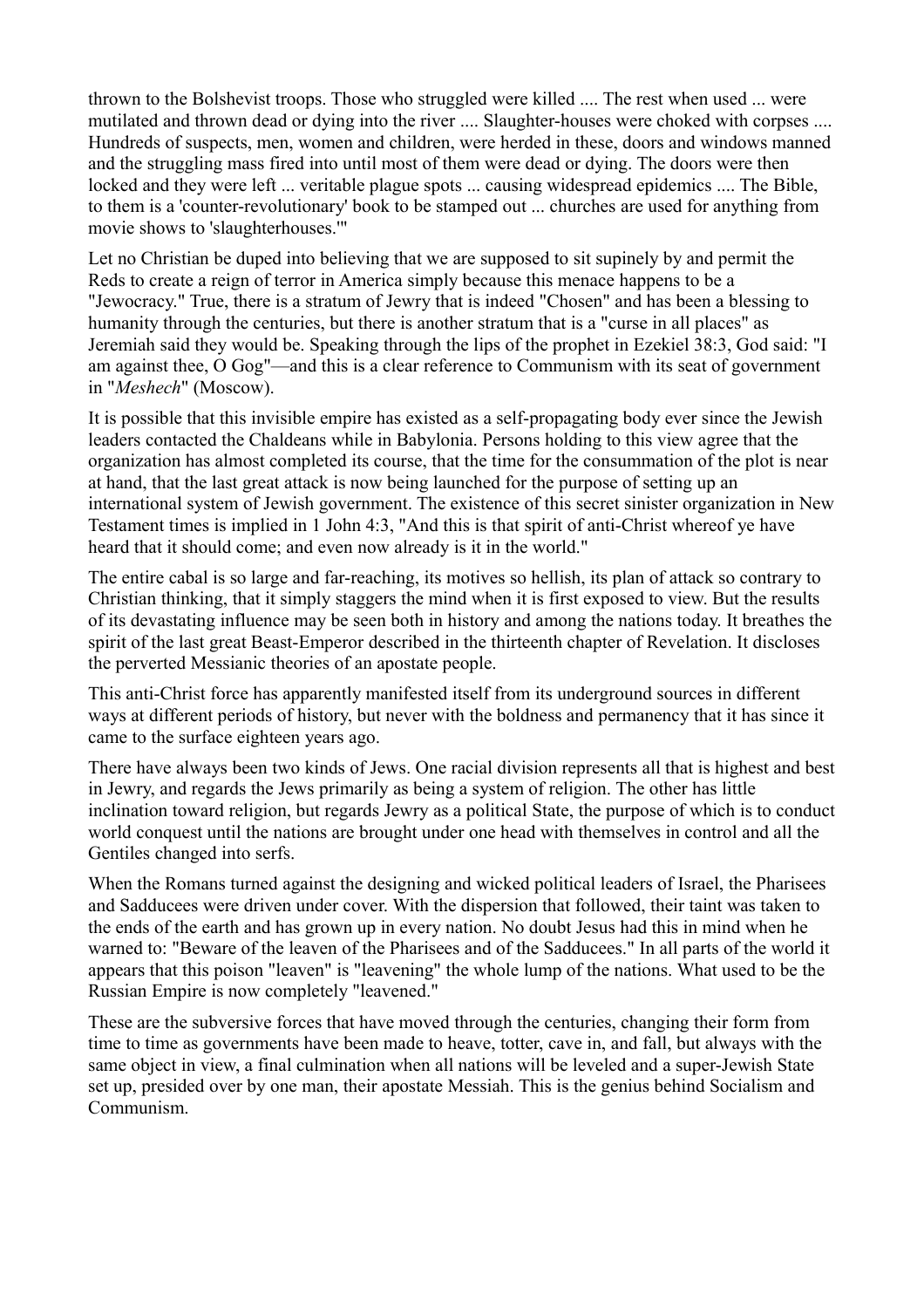thrown to the Bolshevist troops. Those who struggled were killed .... The rest when used ... were mutilated and thrown dead or dying into the river .... Slaughter-houses were choked with corpses .... Hundreds of suspects, men, women and children, were herded in these, doors and windows manned and the struggling mass fired into until most of them were dead or dying. The doors were then locked and they were left ... veritable plague spots ... causing widespread epidemics .... The Bible, to them is a 'counter-revolutionary' book to be stamped out ... churches are used for anything from movie shows to 'slaughterhouses.'"

Let no Christian be duped into believing that we are supposed to sit supinely by and permit the Reds to create a reign of terror in America simply because this menace happens to be a "Jewocracy." True, there is a stratum of Jewry that is indeed "Chosen" and has been a blessing to humanity through the centuries, but there is another stratum that is a "curse in all places" as Jeremiah said they would be. Speaking through the lips of the prophet in Ezekiel 38:3, God said: "I am against thee, O Gog"—and this is a clear reference to Communism with its seat of government in "*Meshech*" (Moscow).

It is possible that this invisible empire has existed as a self-propagating body ever since the Jewish leaders contacted the Chaldeans while in Babylonia. Persons holding to this view agree that the organization has almost completed its course, that the time for the consummation of the plot is near at hand, that the last great attack is now being launched for the purpose of setting up an international system of Jewish government. The existence of this secret sinister organization in New Testament times is implied in 1 John 4:3, "And this is that spirit of anti-Christ whereof ye have heard that it should come; and even now already is it in the world."

The entire cabal is so large and far-reaching, its motives so hellish, its plan of attack so contrary to Christian thinking, that it simply staggers the mind when it is first exposed to view. But the results of its devastating influence may be seen both in history and among the nations today. It breathes the spirit of the last great Beast-Emperor described in the thirteenth chapter of Revelation. It discloses the perverted Messianic theories of an apostate people.

This anti-Christ force has apparently manifested itself from its underground sources in different ways at different periods of history, but never with the boldness and permanency that it has since it came to the surface eighteen years ago.

There have always been two kinds of Jews. One racial division represents all that is highest and best in Jewry, and regards the Jews primarily as being a system of religion. The other has little inclination toward religion, but regards Jewry as a political State, the purpose of which is to conduct world conquest until the nations are brought under one head with themselves in control and all the Gentiles changed into serfs.

When the Romans turned against the designing and wicked political leaders of Israel, the Pharisees and Sadducees were driven under cover. With the dispersion that followed, their taint was taken to the ends of the earth and has grown up in every nation. No doubt Jesus had this in mind when he warned to: "Beware of the leaven of the Pharisees and of the Sadducees." In all parts of the world it appears that this poison "leaven" is "leavening" the whole lump of the nations. What used to be the Russian Empire is now completely "leavened."

These are the subversive forces that have moved through the centuries, changing their form from time to time as governments have been made to heave, totter, cave in, and fall, but always with the same object in view, a final culmination when all nations will be leveled and a super-Jewish State set up, presided over by one man, their apostate Messiah. This is the genius behind Socialism and Communism.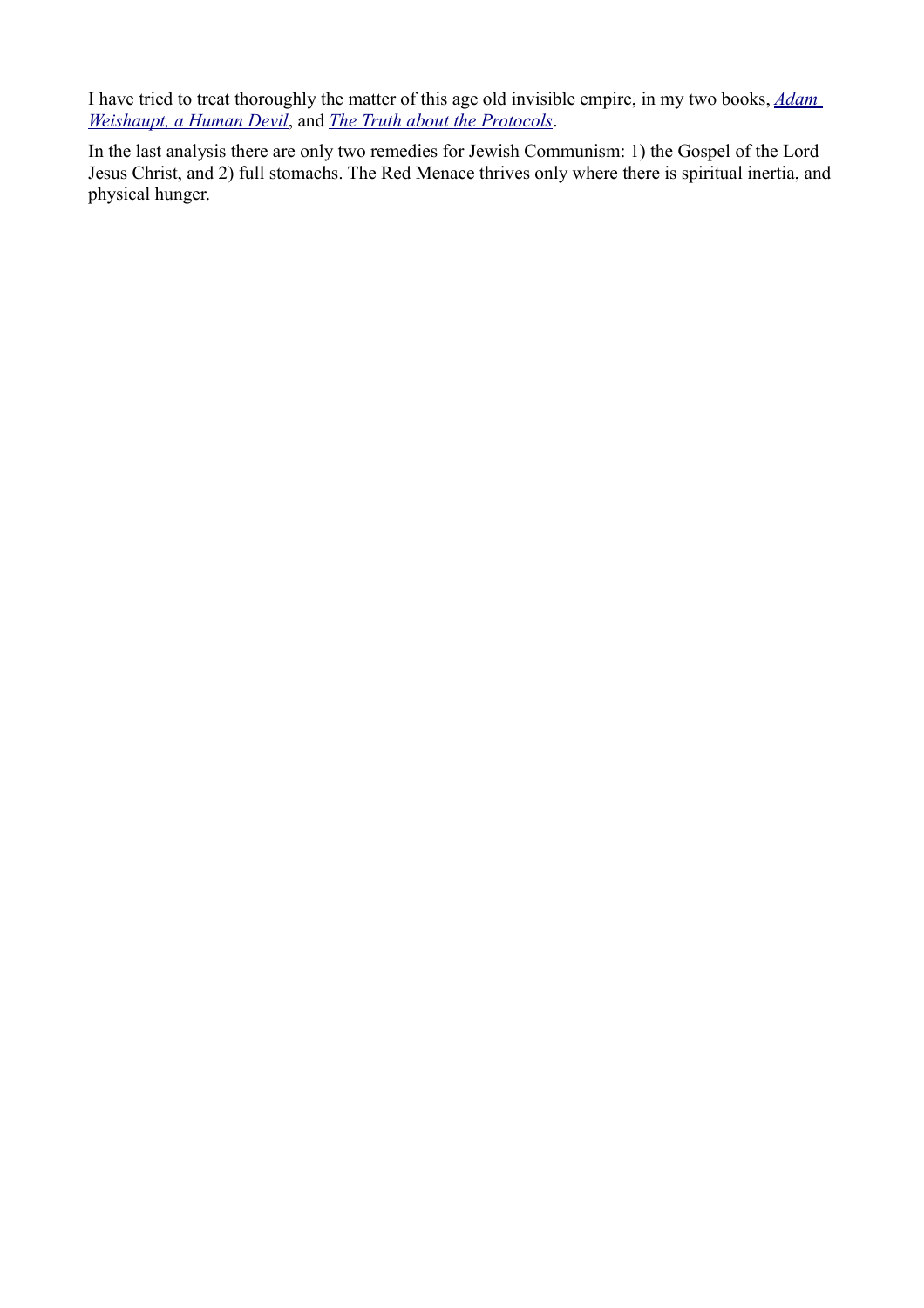I have tried to treat thoroughly the matter of this age old invisible empire, in my two books, *Adam Weishaupt, a Human Devil*, and *The Truth about the Protocols*.

In the last analysis there are only two remedies for Jewish Communism: 1) the Gospel of the Lord Jesus Christ, and 2) full stomachs. The Red Menace thrives only where there is spiritual inertia, and physical hunger.